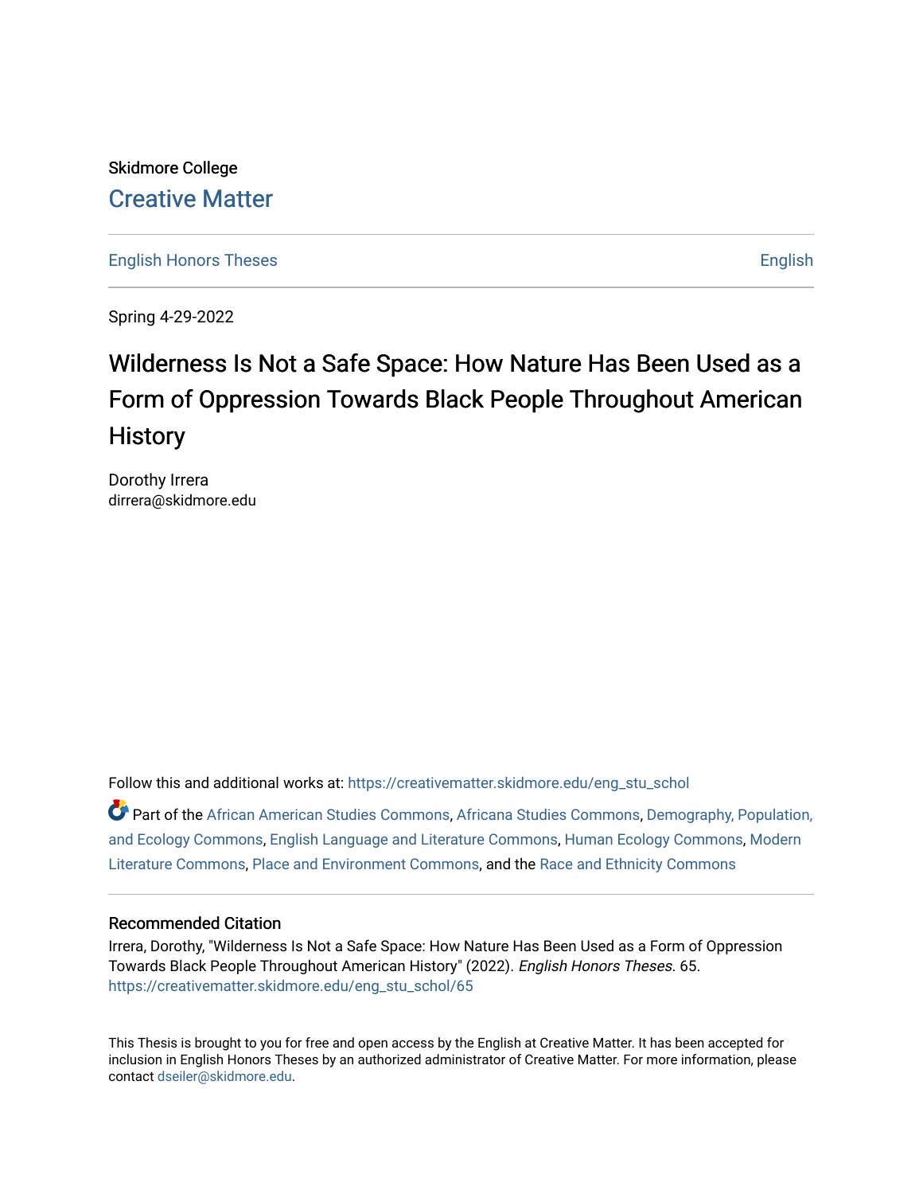Skidmore College

Creative Matter

English Honors Theses | English

Spring 4-29-2022

# Wilderness Is Not a Safe Space: How Nature Has Been Used as a Form of Oppression Towards Black People Throughout American History

Dorothy Irrera

dirrera@skidmore.edu

Follow this and additional works at: https://creativematter.skidmore.edu/eng_stu_schol

Part of the African American Studies Commons, Africana Studies Commons, Demography, Population, and Ecology Commons, English Language and Literature Commons, Human Ecology Commons, Modern Literature Commons, Place and Environment Commons, and the Race and Ethnicity Commons

## Recommended Citation

Irrera, Dorothy, "Wilderness Is Not a Safe Space: How Nature Has Been Used as a Form of Oppression Towards Black People Throughout American History" (2022). *English Honors Theses*. 65.
https://creativematter.skidmore.edu/eng_stu_schol/65

This Thesis is brought to you for free and open access by the English at Creative Matter. It has been accepted for inclusion in English Honors Theses by an authorized administrator of Creative Matter. For more information, please contact dseiler@skidmore.edu.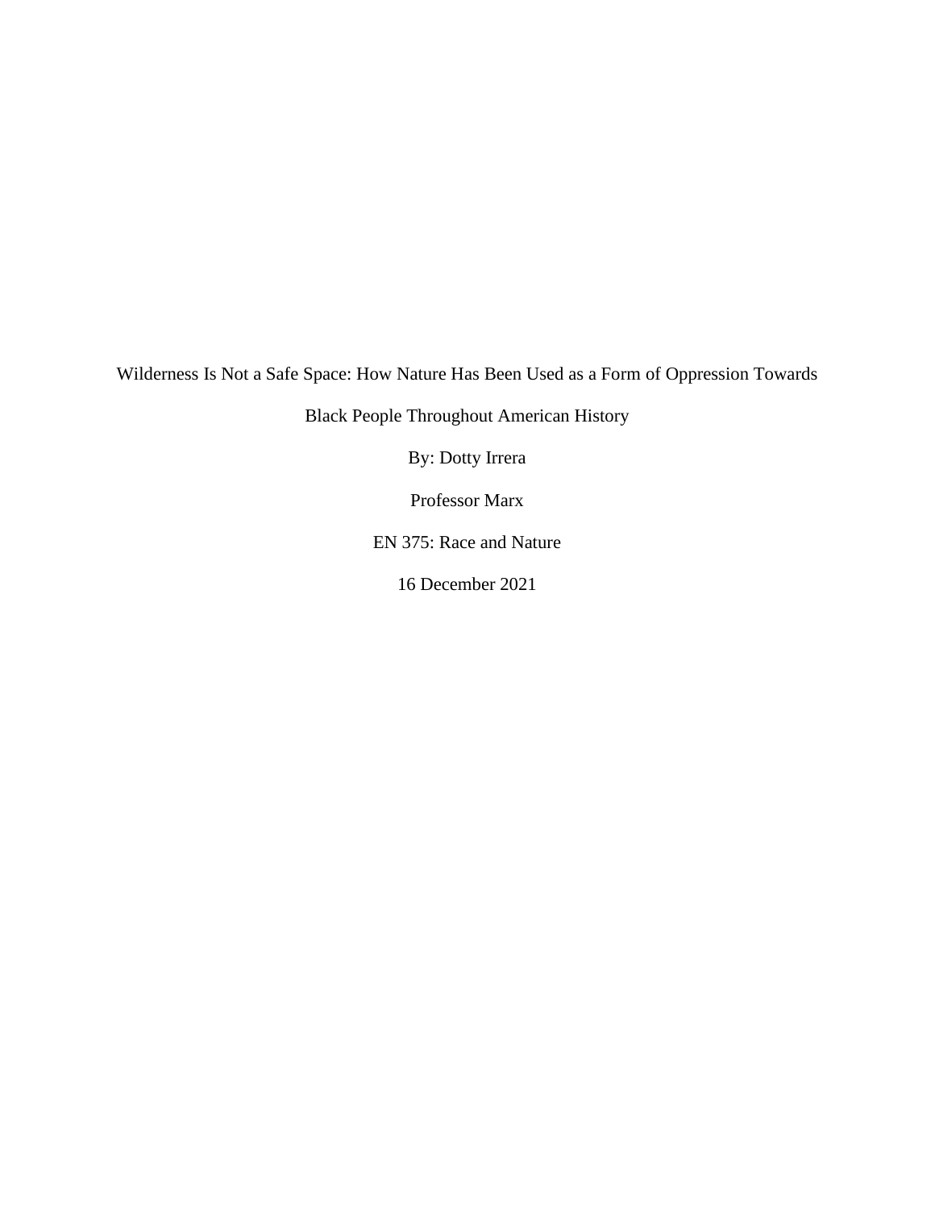# Wilderness Is Not a Safe Space: How Nature Has Been Used as a Form of Oppression Towards Black People Throughout American History

By: Dotty Irrera

Professor Marx

EN 375: Race and Nature

16 December 2021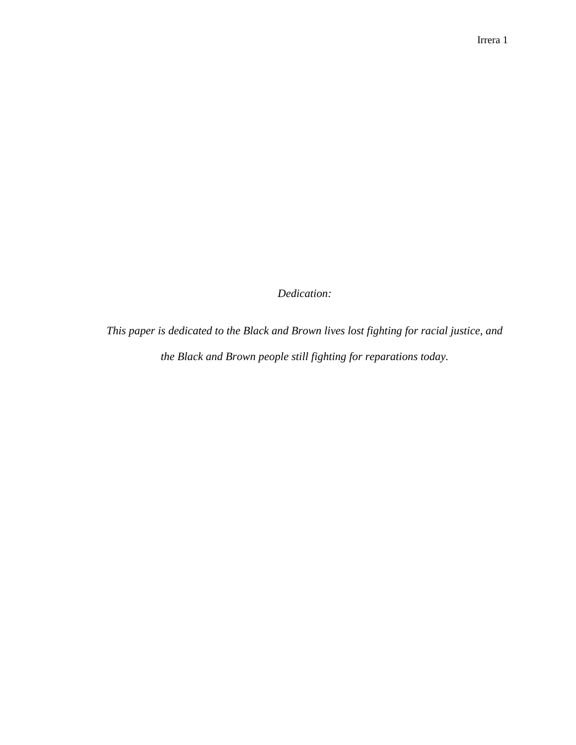*Dedication:*

*This paper is dedicated to the Black and Brown lives lost fighting for racial justice, and the Black and Brown people still fighting for reparations today.*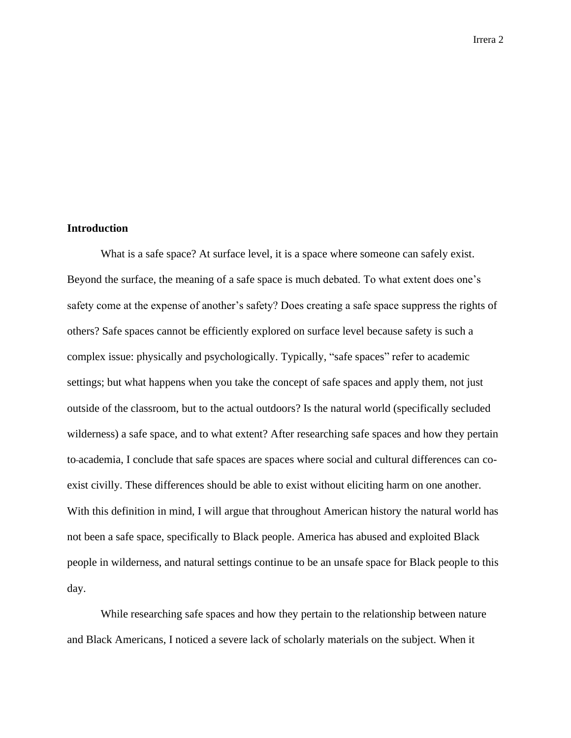## Introduction

What is a safe space? At surface level, it is a space where someone can safely exist. Beyond the surface, the meaning of a safe space is much debated. To what extent does one's safety come at the expense of another's safety? Does creating a safe space suppress the rights of others? Safe spaces cannot be efficiently explored on surface level because safety is such a complex issue: physically and psychologically. Typically, "safe spaces" refer to academic settings; but what happens when you take the concept of safe spaces and apply them, not just outside of the classroom, but to the actual outdoors? Is the natural world (specifically secluded wilderness) a safe space, and to what extent? After researching safe spaces and how they pertain to academia, I conclude that safe spaces are spaces where social and cultural differences can co-exist civilly. These differences should be able to exist without eliciting harm on one another. With this definition in mind, I will argue that throughout American history the natural world has not been a safe space, specifically to Black people. America has abused and exploited Black people in wilderness, and natural settings continue to be an unsafe space for Black people to this day.

While researching safe spaces and how they pertain to the relationship between nature and Black Americans, I noticed a severe lack of scholarly materials on the subject. When it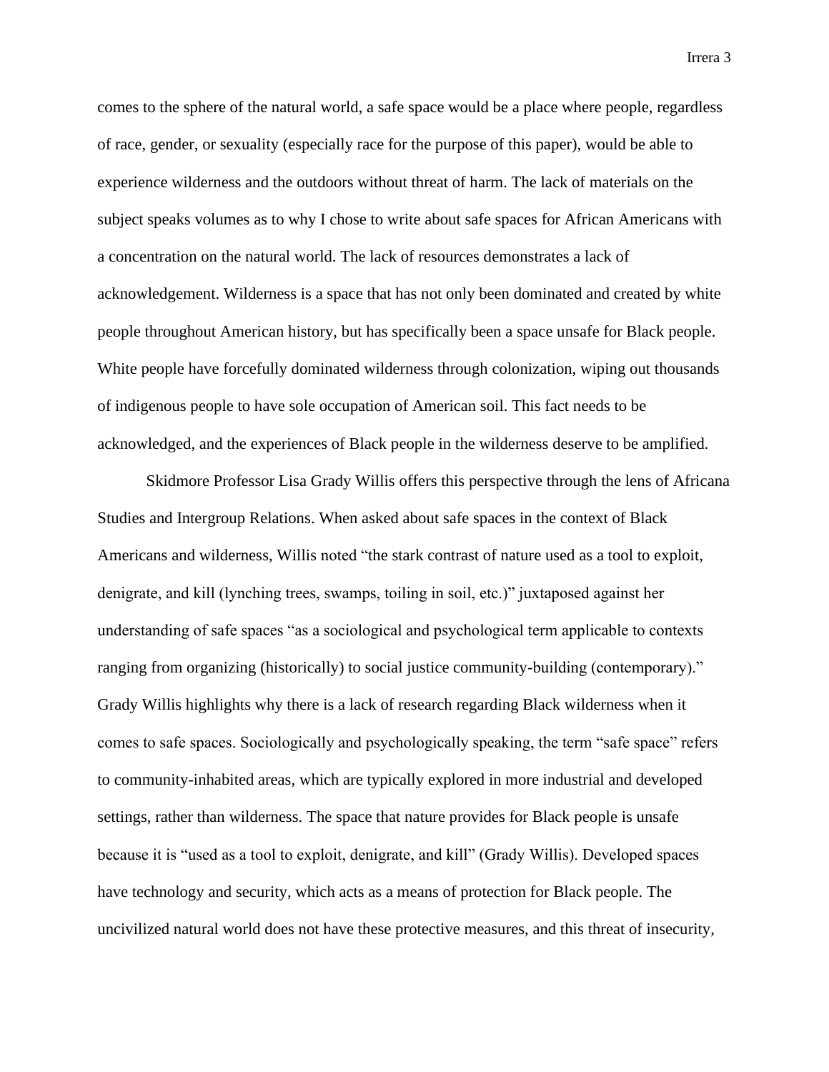comes to the sphere of the natural world, a safe space would be a place where people, regardless of race, gender, or sexuality (especially race for the purpose of this paper), would be able to experience wilderness and the outdoors without threat of harm. The lack of materials on the subject speaks volumes as to why I chose to write about safe spaces for African Americans with a concentration on the natural world. The lack of resources demonstrates a lack of acknowledgement. Wilderness is a space that has not only been dominated and created by white people throughout American history, but has specifically been a space unsafe for Black people. White people have forcefully dominated wilderness through colonization, wiping out thousands of indigenous people to have sole occupation of American soil. This fact needs to be acknowledged, and the experiences of Black people in the wilderness deserve to be amplified.

Skidmore Professor Lisa Grady Willis offers this perspective through the lens of Africana Studies and Intergroup Relations. When asked about safe spaces in the context of Black Americans and wilderness, Willis noted "the stark contrast of nature used as a tool to exploit, denigrate, and kill (lynching trees, swamps, toiling in soil, etc.)" juxtaposed against her understanding of safe spaces "as a sociological and psychological term applicable to contexts ranging from organizing (historically) to social justice community-building (contemporary)." Grady Willis highlights why there is a lack of research regarding Black wilderness when it comes to safe spaces. Sociologically and psychologically speaking, the term "safe space" refers to community-inhabited areas, which are typically explored in more industrial and developed settings, rather than wilderness. The space that nature provides for Black people is unsafe because it is "used as a tool to exploit, denigrate, and kill" (Grady Willis). Developed spaces have technology and security, which acts as a means of protection for Black people. The uncivilized natural world does not have these protective measures, and this threat of insecurity,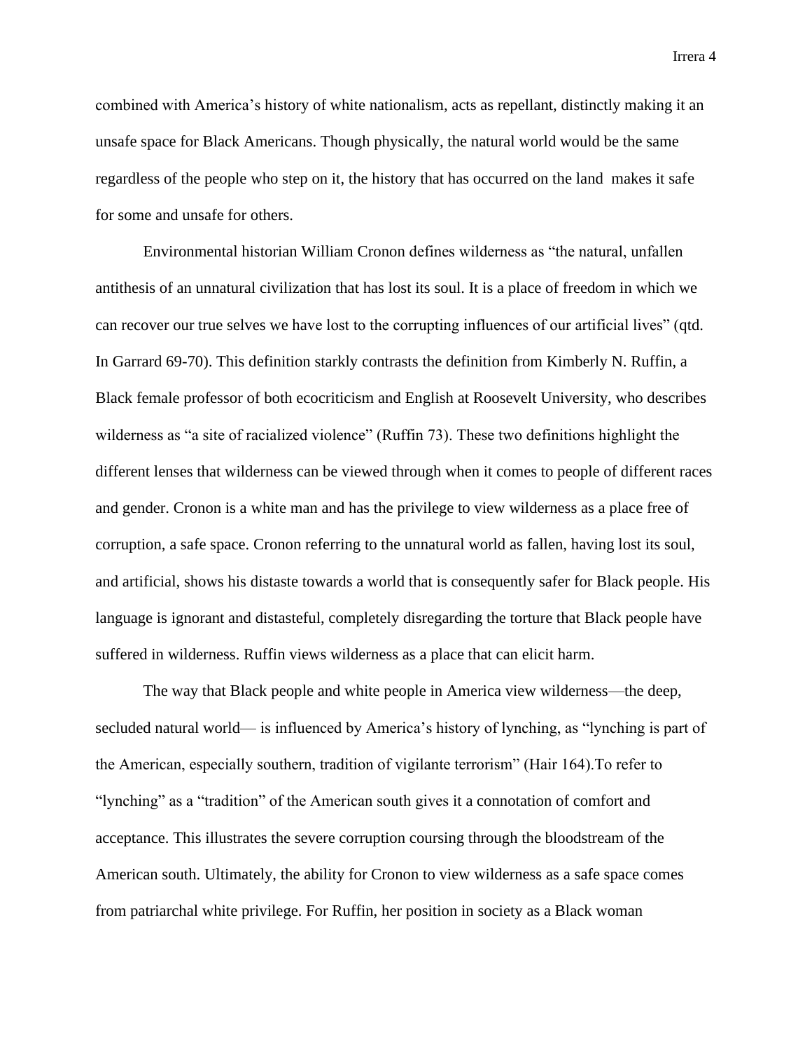combined with America's history of white nationalism, acts as repellant, distinctly making it an unsafe space for Black Americans. Though physically, the natural world would be the same regardless of the people who step on it, the history that has occurred on the land makes it safe for some and unsafe for others.

Environmental historian William Cronon defines wilderness as "the natural, unfallen antithesis of an unnatural civilization that has lost its soul. It is a place of freedom in which we can recover our true selves we have lost to the corrupting influences of our artificial lives" (qtd. In Garrard 69-70). This definition starkly contrasts the definition from Kimberly N. Ruffin, a Black female professor of both ecocriticism and English at Roosevelt University, who describes wilderness as "a site of racialized violence" (Ruffin 73). These two definitions highlight the different lenses that wilderness can be viewed through when it comes to people of different races and gender. Cronon is a white man and has the privilege to view wilderness as a place free of corruption, a safe space. Cronon referring to the unnatural world as fallen, having lost its soul, and artificial, shows his distaste towards a world that is consequently safer for Black people. His language is ignorant and distasteful, completely disregarding the torture that Black people have suffered in wilderness. Ruffin views wilderness as a place that can elicit harm.

The way that Black people and white people in America view wilderness—the deep, secluded natural world— is influenced by America's history of lynching, as "lynching is part of the American, especially southern, tradition of vigilante terrorism" (Hair 164).To refer to "lynching" as a "tradition" of the American south gives it a connotation of comfort and acceptance. This illustrates the severe corruption coursing through the bloodstream of the American south. Ultimately, the ability for Cronon to view wilderness as a safe space comes from patriarchal white privilege. For Ruffin, her position in society as a Black woman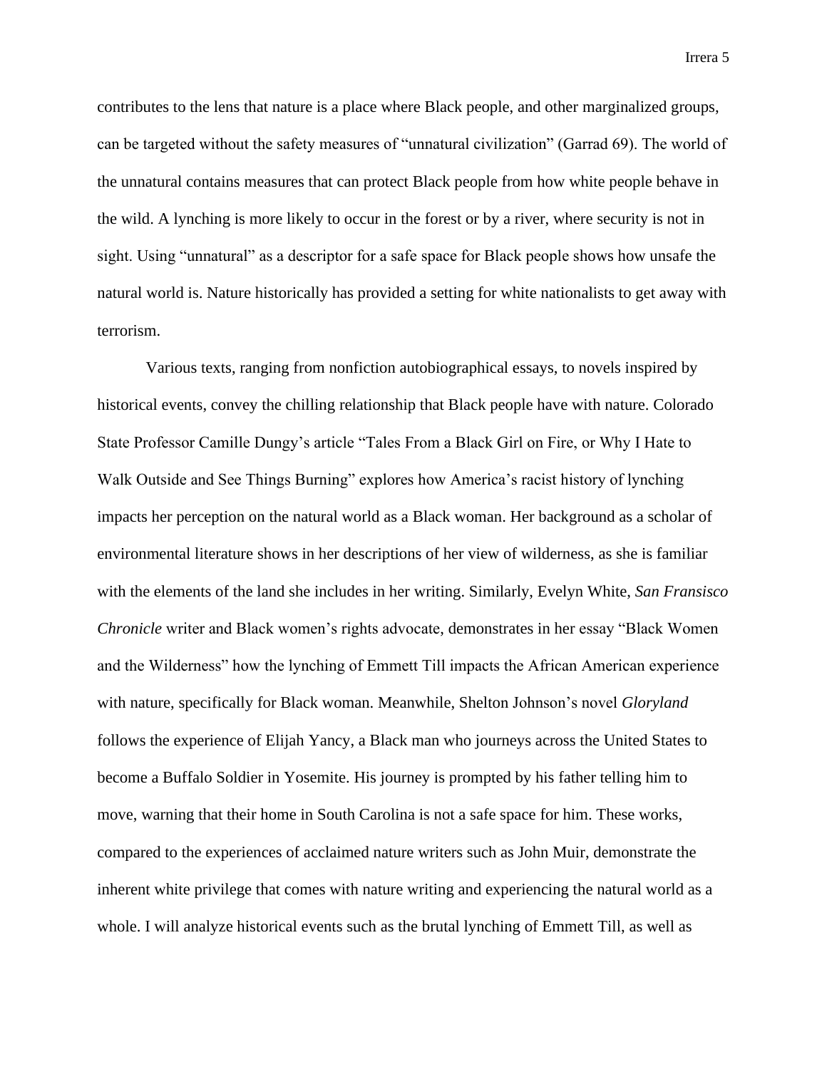contributes to the lens that nature is a place where Black people, and other marginalized groups, can be targeted without the safety measures of "unnatural civilization" (Garrad 69). The world of the unnatural contains measures that can protect Black people from how white people behave in the wild. A lynching is more likely to occur in the forest or by a river, where security is not in sight. Using "unnatural" as a descriptor for a safe space for Black people shows how unsafe the natural world is. Nature historically has provided a setting for white nationalists to get away with terrorism.

Various texts, ranging from nonfiction autobiographical essays, to novels inspired by historical events, convey the chilling relationship that Black people have with nature. Colorado State Professor Camille Dungy's article "Tales From a Black Girl on Fire, or Why I Hate to Walk Outside and See Things Burning" explores how America's racist history of lynching impacts her perception on the natural world as a Black woman. Her background as a scholar of environmental literature shows in her descriptions of her view of wilderness, as she is familiar with the elements of the land she includes in her writing. Similarly, Evelyn White, *San Fransisco Chronicle* writer and Black women's rights advocate, demonstrates in her essay "Black Women and the Wilderness" how the lynching of Emmett Till impacts the African American experience with nature, specifically for Black woman. Meanwhile, Shelton Johnson's novel *Gloryland* follows the experience of Elijah Yancy, a Black man who journeys across the United States to become a Buffalo Soldier in Yosemite. His journey is prompted by his father telling him to move, warning that their home in South Carolina is not a safe space for him. These works, compared to the experiences of acclaimed nature writers such as John Muir, demonstrate the inherent white privilege that comes with nature writing and experiencing the natural world as a whole. I will analyze historical events such as the brutal lynching of Emmett Till, as well as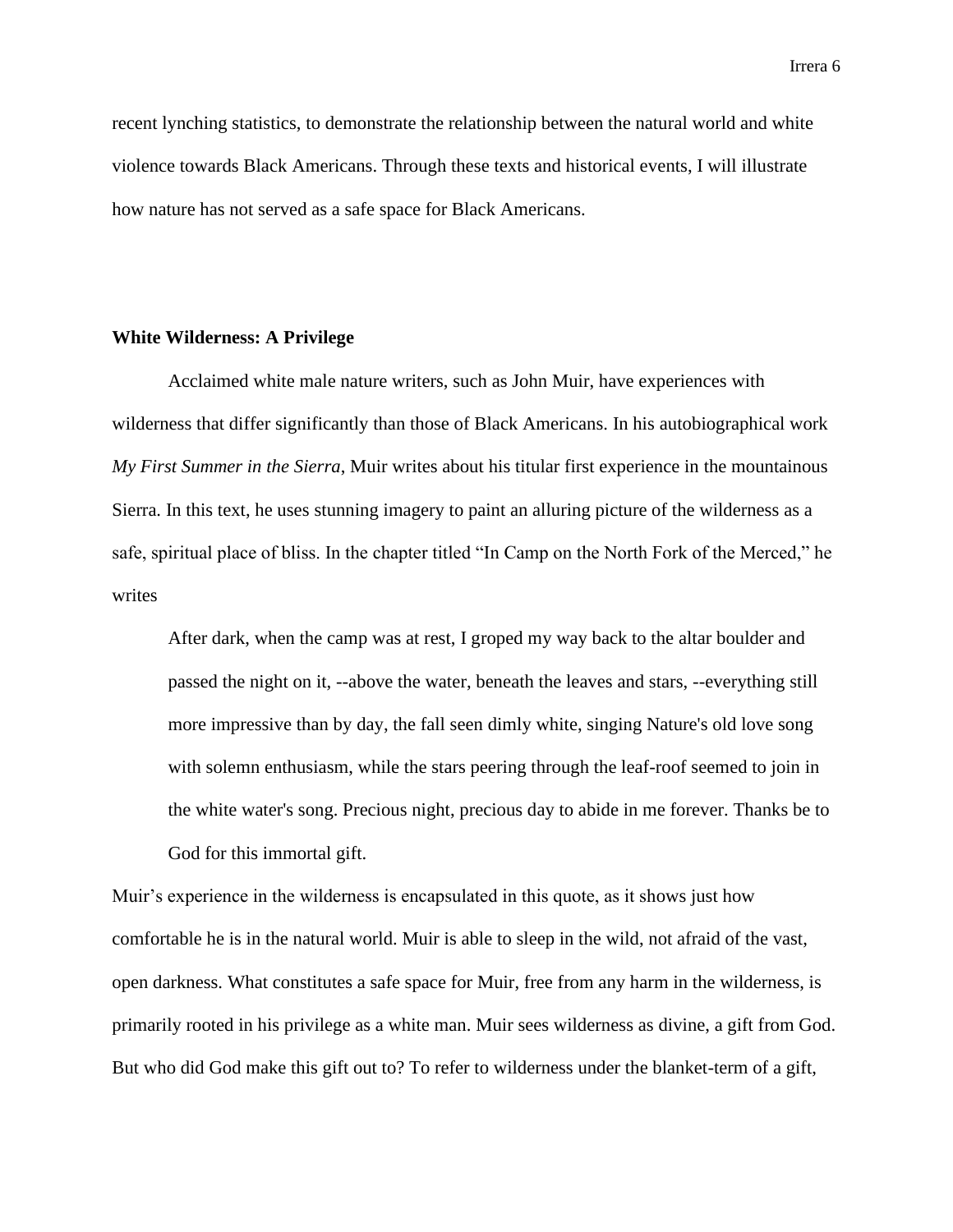recent lynching statistics, to demonstrate the relationship between the natural world and white violence towards Black Americans. Through these texts and historical events, I will illustrate how nature has not served as a safe space for Black Americans.

**White Wilderness: A Privilege**

Acclaimed white male nature writers, such as John Muir, have experiences with wilderness that differ significantly than those of Black Americans. In his autobiographical work *My First Summer in the Sierra*, Muir writes about his titular first experience in the mountainous Sierra. In this text, he uses stunning imagery to paint an alluring picture of the wilderness as a safe, spiritual place of bliss. In the chapter titled "In Camp on the North Fork of the Merced," he writes

> After dark, when the camp was at rest, I groped my way back to the altar boulder and passed the night on it, --above the water, beneath the leaves and stars, --everything still more impressive than by day, the fall seen dimly white, singing Nature's old love song with solemn enthusiasm, while the stars peering through the leaf-roof seemed to join in the white water's song. Precious night, precious day to abide in me forever. Thanks be to God for this immortal gift.

Muir's experience in the wilderness is encapsulated in this quote, as it shows just how comfortable he is in the natural world. Muir is able to sleep in the wild, not afraid of the vast, open darkness. What constitutes a safe space for Muir, free from any harm in the wilderness, is primarily rooted in his privilege as a white man. Muir sees wilderness as divine, a gift from God. But who did God make this gift out to? To refer to wilderness under the blanket-term of a gift,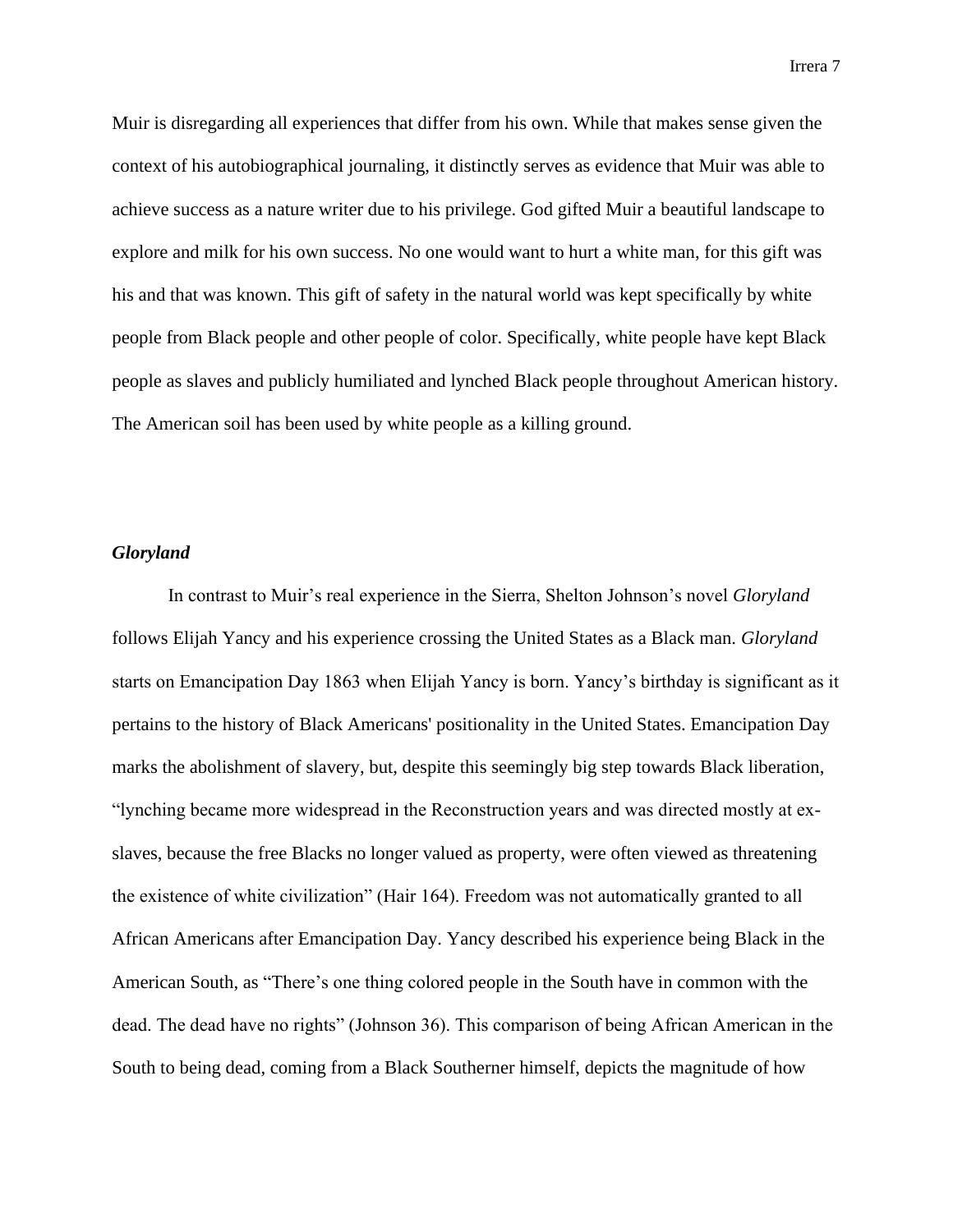Muir is disregarding all experiences that differ from his own. While that makes sense given the context of his autobiographical journaling, it distinctly serves as evidence that Muir was able to achieve success as a nature writer due to his privilege. God gifted Muir a beautiful landscape to explore and milk for his own success. No one would want to hurt a white man, for this gift was his and that was known. This gift of safety in the natural world was kept specifically by white people from Black people and other people of color. Specifically, white people have kept Black people as slaves and publicly humiliated and lynched Black people throughout American history. The American soil has been used by white people as a killing ground.

### ***Gloryland***

In contrast to Muir's real experience in the Sierra, Shelton Johnson's novel *Gloryland* follows Elijah Yancy and his experience crossing the United States as a Black man. *Gloryland* starts on Emancipation Day 1863 when Elijah Yancy is born. Yancy's birthday is significant as it pertains to the history of Black Americans' positionality in the United States. Emancipation Day marks the abolishment of slavery, but, despite this seemingly big step towards Black liberation, "lynching became more widespread in the Reconstruction years and was directed mostly at ex-slaves, because the free Blacks no longer valued as property, were often viewed as threatening the existence of white civilization" (Hair 164). Freedom was not automatically granted to all African Americans after Emancipation Day. Yancy described his experience being Black in the American South, as "There's one thing colored people in the South have in common with the dead. The dead have no rights" (Johnson 36). This comparison of being African American in the South to being dead, coming from a Black Southerner himself, depicts the magnitude of how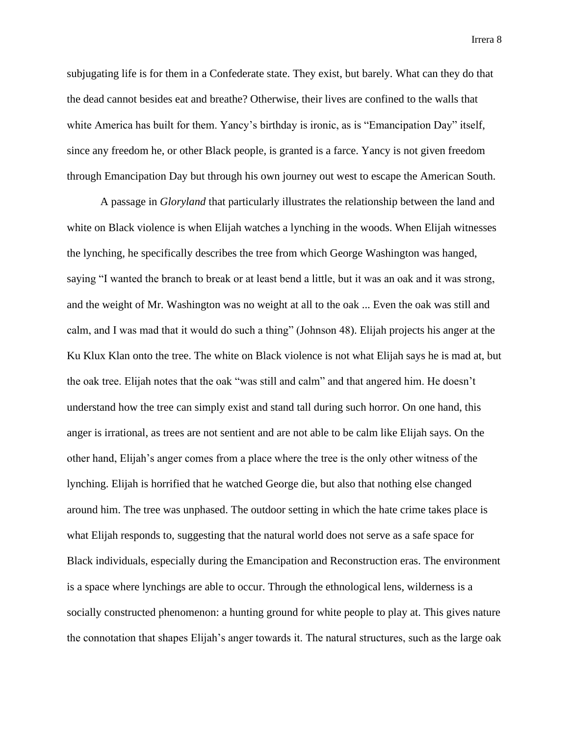subjugating life is for them in a Confederate state. They exist, but barely. What can they do that the dead cannot besides eat and breathe? Otherwise, their lives are confined to the walls that white America has built for them. Yancy's birthday is ironic, as is "Emancipation Day" itself, since any freedom he, or other Black people, is granted is a farce. Yancy is not given freedom through Emancipation Day but through his own journey out west to escape the American South.

A passage in *Gloryland* that particularly illustrates the relationship between the land and white on Black violence is when Elijah watches a lynching in the woods. When Elijah witnesses the lynching, he specifically describes the tree from which George Washington was hanged, saying "I wanted the branch to break or at least bend a little, but it was an oak and it was strong, and the weight of Mr. Washington was no weight at all to the oak ... Even the oak was still and calm, and I was mad that it would do such a thing" (Johnson 48). Elijah projects his anger at the Ku Klux Klan onto the tree. The white on Black violence is not what Elijah says he is mad at, but the oak tree. Elijah notes that the oak "was still and calm" and that angered him. He doesn't understand how the tree can simply exist and stand tall during such horror. On one hand, this anger is irrational, as trees are not sentient and are not able to be calm like Elijah says. On the other hand, Elijah's anger comes from a place where the tree is the only other witness of the lynching. Elijah is horrified that he watched George die, but also that nothing else changed around him. The tree was unphased. The outdoor setting in which the hate crime takes place is what Elijah responds to, suggesting that the natural world does not serve as a safe space for Black individuals, especially during the Emancipation and Reconstruction eras. The environment is a space where lynchings are able to occur. Through the ethnological lens, wilderness is a socially constructed phenomenon: a hunting ground for white people to play at. This gives nature the connotation that shapes Elijah's anger towards it. The natural structures, such as the large oak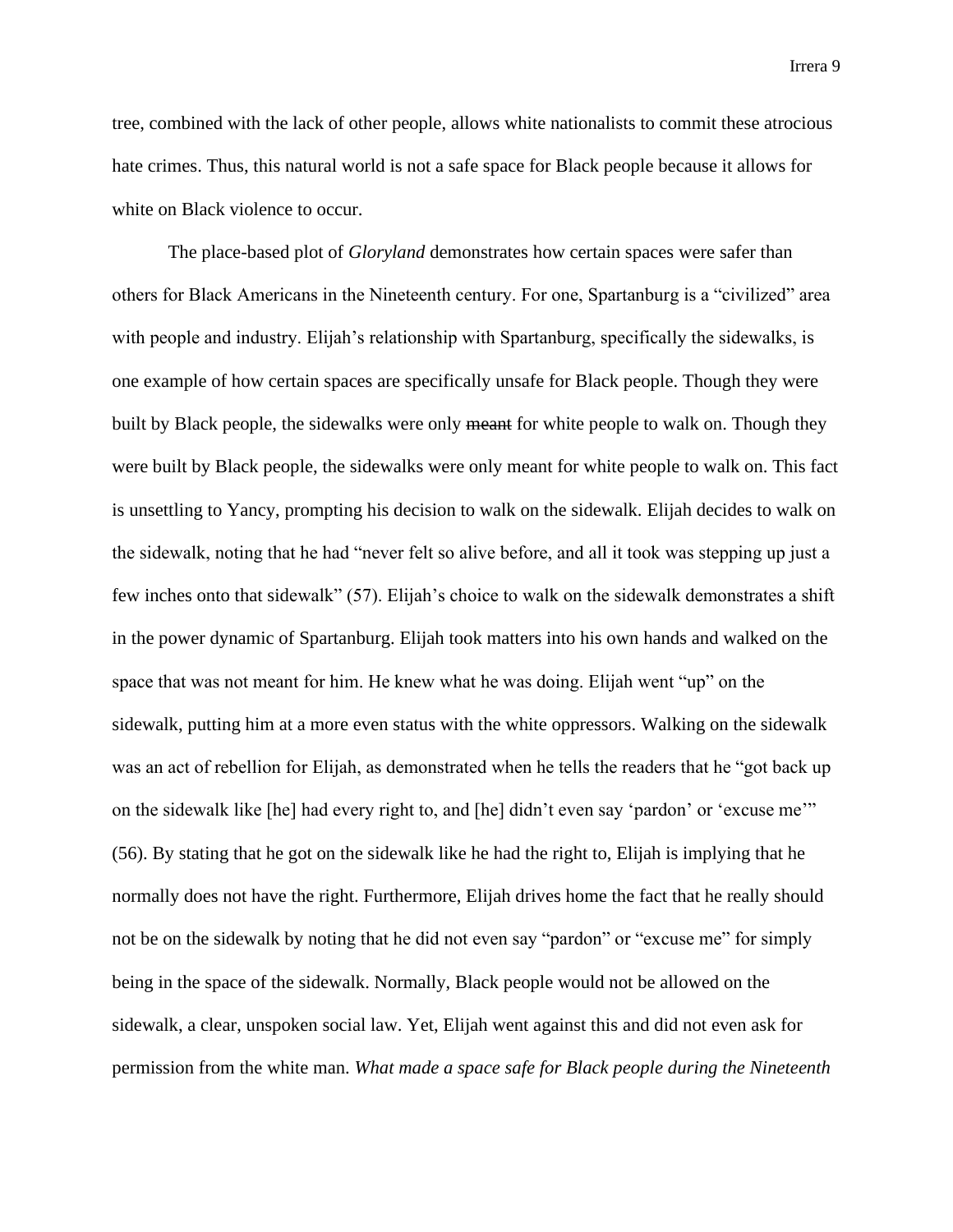tree, combined with the lack of other people, allows white nationalists to commit these atrocious hate crimes. Thus, this natural world is not a safe space for Black people because it allows for white on Black violence to occur.

The place-based plot of *Gloryland* demonstrates how certain spaces were safer than others for Black Americans in the Nineteenth century. For one, Spartanburg is a "civilized" area with people and industry. Elijah's relationship with Spartanburg, specifically the sidewalks, is one example of how certain spaces are specifically unsafe for Black people. Though they were built by Black people, the sidewalks were only ~~meant~~ for white people to walk on. Though they were built by Black people, the sidewalks were only meant for white people to walk on. This fact is unsettling to Yancy, prompting his decision to walk on the sidewalk. Elijah decides to walk on the sidewalk, noting that he had "never felt so alive before, and all it took was stepping up just a few inches onto that sidewalk" (57). Elijah's choice to walk on the sidewalk demonstrates a shift in the power dynamic of Spartanburg. Elijah took matters into his own hands and walked on the space that was not meant for him. He knew what he was doing. Elijah went "up" on the sidewalk, putting him at a more even status with the white oppressors. Walking on the sidewalk was an act of rebellion for Elijah, as demonstrated when he tells the readers that he "got back up on the sidewalk like [he] had every right to, and [he] didn't even say 'pardon' or 'excuse me'" (56). By stating that he got on the sidewalk like he had the right to, Elijah is implying that he normally does not have the right. Furthermore, Elijah drives home the fact that he really should not be on the sidewalk by noting that he did not even say "pardon" or "excuse me" for simply being in the space of the sidewalk. Normally, Black people would not be allowed on the sidewalk, a clear, unspoken social law. Yet, Elijah went against this and did not even ask for permission from the white man. *What made a space safe for Black people during the Nineteenth*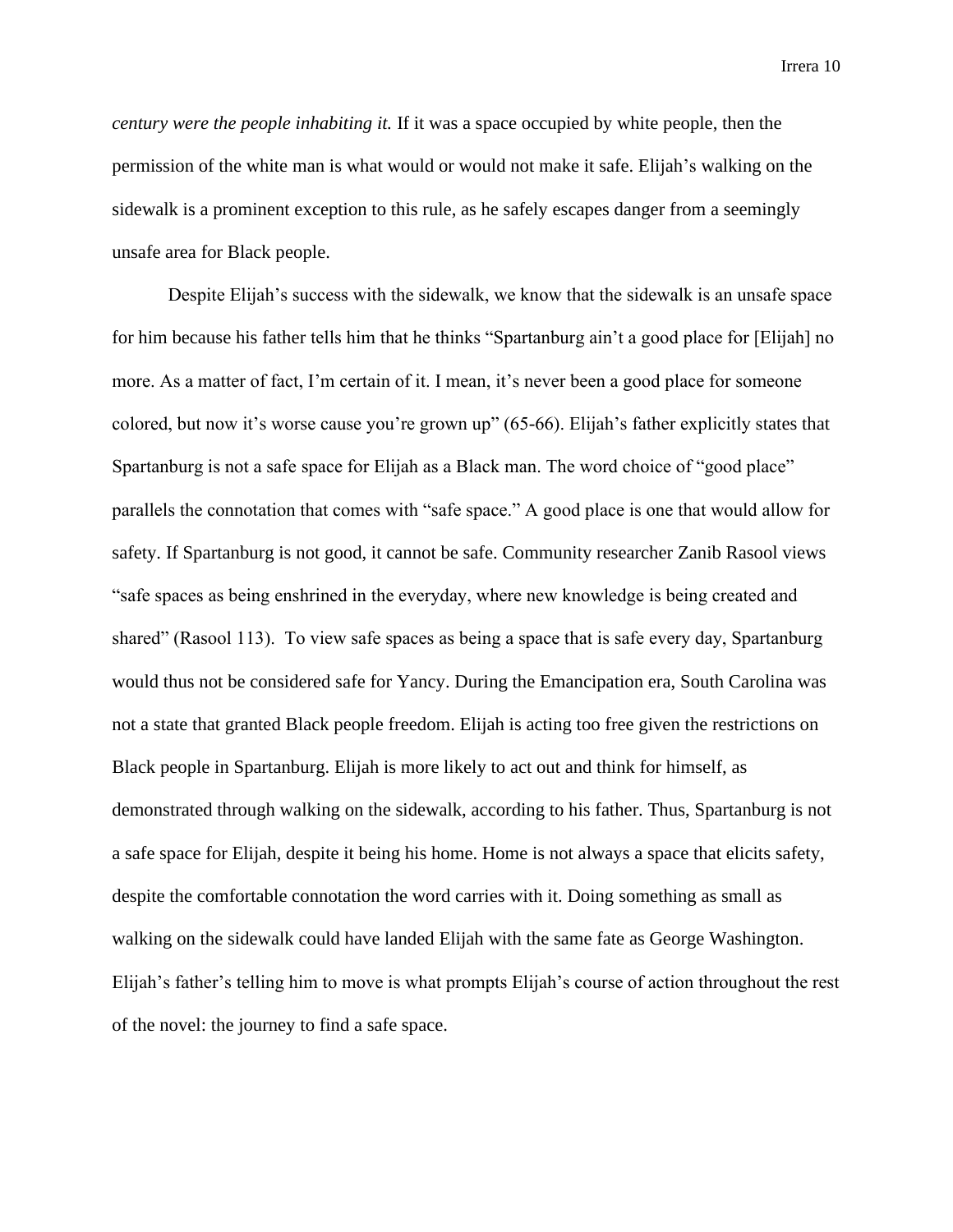*century were the people inhabiting it.* If it was a space occupied by white people, then the permission of the white man is what would or would not make it safe. Elijah's walking on the sidewalk is a prominent exception to this rule, as he safely escapes danger from a seemingly unsafe area for Black people.

Despite Elijah's success with the sidewalk, we know that the sidewalk is an unsafe space for him because his father tells him that he thinks "Spartanburg ain't a good place for [Elijah] no more. As a matter of fact, I'm certain of it. I mean, it's never been a good place for someone colored, but now it's worse cause you're grown up" (65-66). Elijah's father explicitly states that Spartanburg is not a safe space for Elijah as a Black man. The word choice of "good place" parallels the connotation that comes with "safe space." A good place is one that would allow for safety. If Spartanburg is not good, it cannot be safe. Community researcher Zanib Rasool views "safe spaces as being enshrined in the everyday, where new knowledge is being created and shared" (Rasool 113). To view safe spaces as being a space that is safe every day, Spartanburg would thus not be considered safe for Yancy. During the Emancipation era, South Carolina was not a state that granted Black people freedom. Elijah is acting too free given the restrictions on Black people in Spartanburg. Elijah is more likely to act out and think for himself, as demonstrated through walking on the sidewalk, according to his father. Thus, Spartanburg is not a safe space for Elijah, despite it being his home. Home is not always a space that elicits safety, despite the comfortable connotation the word carries with it. Doing something as small as walking on the sidewalk could have landed Elijah with the same fate as George Washington. Elijah's father's telling him to move is what prompts Elijah's course of action throughout the rest of the novel: the journey to find a safe space.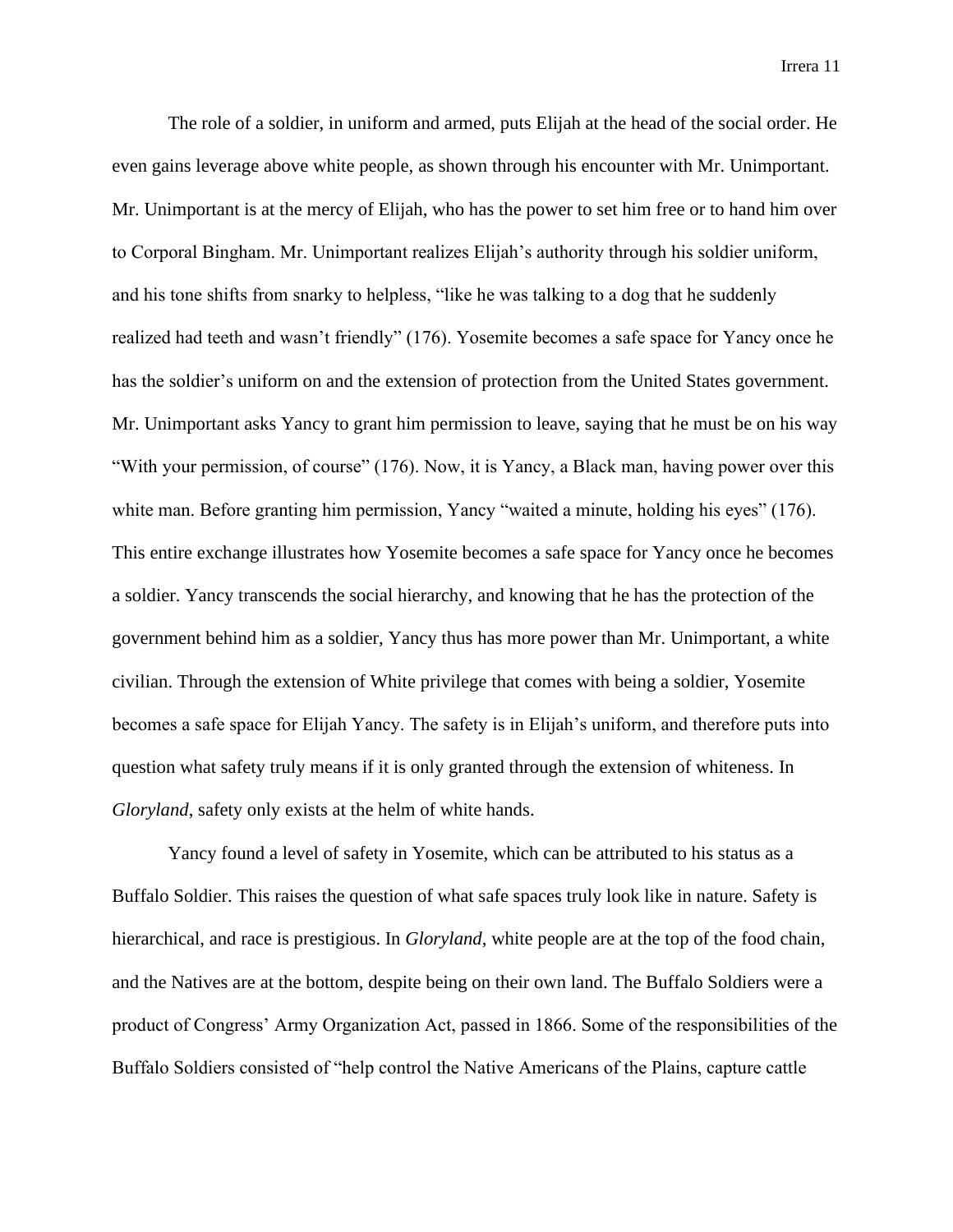The role of a soldier, in uniform and armed, puts Elijah at the head of the social order. He even gains leverage above white people, as shown through his encounter with Mr. Unimportant. Mr. Unimportant is at the mercy of Elijah, who has the power to set him free or to hand him over to Corporal Bingham. Mr. Unimportant realizes Elijah's authority through his soldier uniform, and his tone shifts from snarky to helpless, "like he was talking to a dog that he suddenly realized had teeth and wasn't friendly" (176). Yosemite becomes a safe space for Yancy once he has the soldier's uniform on and the extension of protection from the United States government. Mr. Unimportant asks Yancy to grant him permission to leave, saying that he must be on his way "With your permission, of course" (176). Now, it is Yancy, a Black man, having power over this white man. Before granting him permission, Yancy "waited a minute, holding his eyes" (176). This entire exchange illustrates how Yosemite becomes a safe space for Yancy once he becomes a soldier. Yancy transcends the social hierarchy, and knowing that he has the protection of the government behind him as a soldier, Yancy thus has more power than Mr. Unimportant, a white civilian. Through the extension of White privilege that comes with being a soldier, Yosemite becomes a safe space for Elijah Yancy. The safety is in Elijah's uniform, and therefore puts into question what safety truly means if it is only granted through the extension of whiteness. In *Gloryland*, safety only exists at the helm of white hands.

Yancy found a level of safety in Yosemite, which can be attributed to his status as a Buffalo Soldier. This raises the question of what safe spaces truly look like in nature. Safety is hierarchical, and race is prestigious. In *Gloryland*, white people are at the top of the food chain, and the Natives are at the bottom, despite being on their own land. The Buffalo Soldiers were a product of Congress' Army Organization Act, passed in 1866. Some of the responsibilities of the Buffalo Soldiers consisted of "help control the Native Americans of the Plains, capture cattle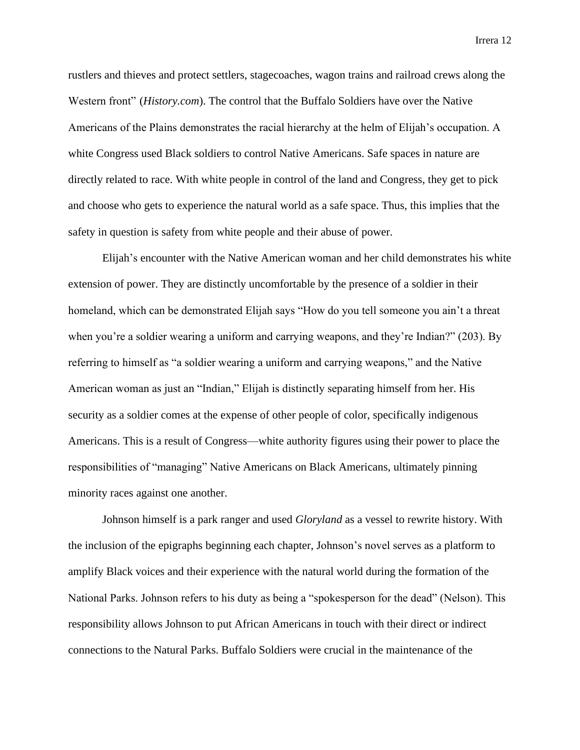rustlers and thieves and protect settlers, stagecoaches, wagon trains and railroad crews along the Western front" (*History.com*). The control that the Buffalo Soldiers have over the Native Americans of the Plains demonstrates the racial hierarchy at the helm of Elijah's occupation. A white Congress used Black soldiers to control Native Americans. Safe spaces in nature are directly related to race. With white people in control of the land and Congress, they get to pick and choose who gets to experience the natural world as a safe space. Thus, this implies that the safety in question is safety from white people and their abuse of power.

Elijah's encounter with the Native American woman and her child demonstrates his white extension of power. They are distinctly uncomfortable by the presence of a soldier in their homeland, which can be demonstrated Elijah says "How do you tell someone you ain't a threat when you're a soldier wearing a uniform and carrying weapons, and they're Indian?" (203). By referring to himself as "a soldier wearing a uniform and carrying weapons," and the Native American woman as just an "Indian," Elijah is distinctly separating himself from her. His security as a soldier comes at the expense of other people of color, specifically indigenous Americans. This is a result of Congress—white authority figures using their power to place the responsibilities of "managing" Native Americans on Black Americans, ultimately pinning minority races against one another.

Johnson himself is a park ranger and used *Gloryland* as a vessel to rewrite history. With the inclusion of the epigraphs beginning each chapter, Johnson's novel serves as a platform to amplify Black voices and their experience with the natural world during the formation of the National Parks. Johnson refers to his duty as being a "spokesperson for the dead" (Nelson). This responsibility allows Johnson to put African Americans in touch with their direct or indirect connections to the Natural Parks. Buffalo Soldiers were crucial in the maintenance of the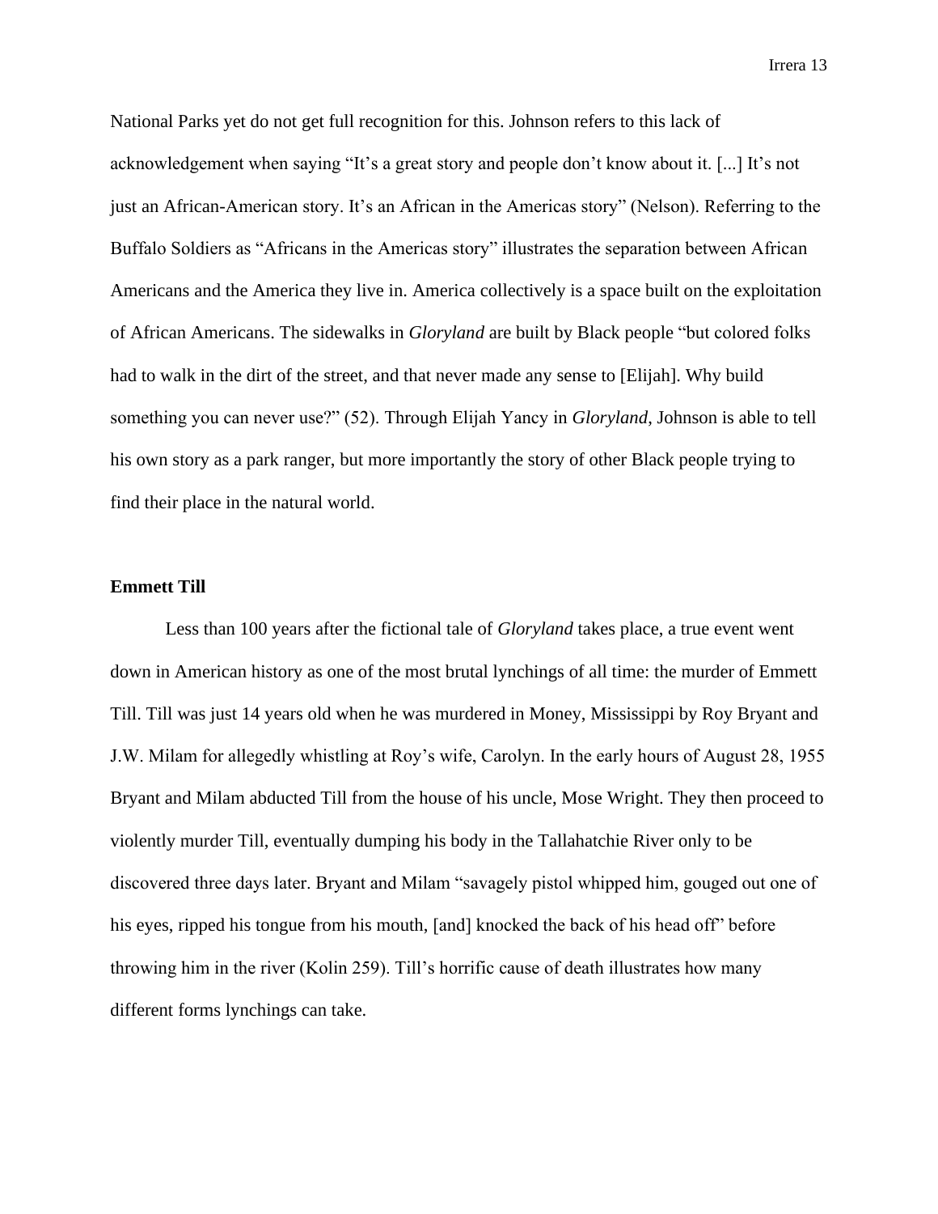National Parks yet do not get full recognition for this. Johnson refers to this lack of acknowledgement when saying "It's a great story and people don't know about it. [...] It's not just an African-American story. It's an African in the Americas story" (Nelson). Referring to the Buffalo Soldiers as "Africans in the Americas story" illustrates the separation between African Americans and the America they live in. America collectively is a space built on the exploitation of African Americans. The sidewalks in *Gloryland* are built by Black people "but colored folks had to walk in the dirt of the street, and that never made any sense to [Elijah]. Why build something you can never use?" (52). Through Elijah Yancy in *Gloryland*, Johnson is able to tell his own story as a park ranger, but more importantly the story of other Black people trying to find their place in the natural world.

**Emmett Till**

Less than 100 years after the fictional tale of *Gloryland* takes place, a true event went down in American history as one of the most brutal lynchings of all time: the murder of Emmett Till. Till was just 14 years old when he was murdered in Money, Mississippi by Roy Bryant and J.W. Milam for allegedly whistling at Roy's wife, Carolyn. In the early hours of August 28, 1955 Bryant and Milam abducted Till from the house of his uncle, Mose Wright. They then proceed to violently murder Till, eventually dumping his body in the Tallahatchie River only to be discovered three days later. Bryant and Milam "savagely pistol whipped him, gouged out one of his eyes, ripped his tongue from his mouth, [and] knocked the back of his head off" before throwing him in the river (Kolin 259). Till's horrific cause of death illustrates how many different forms lynchings can take.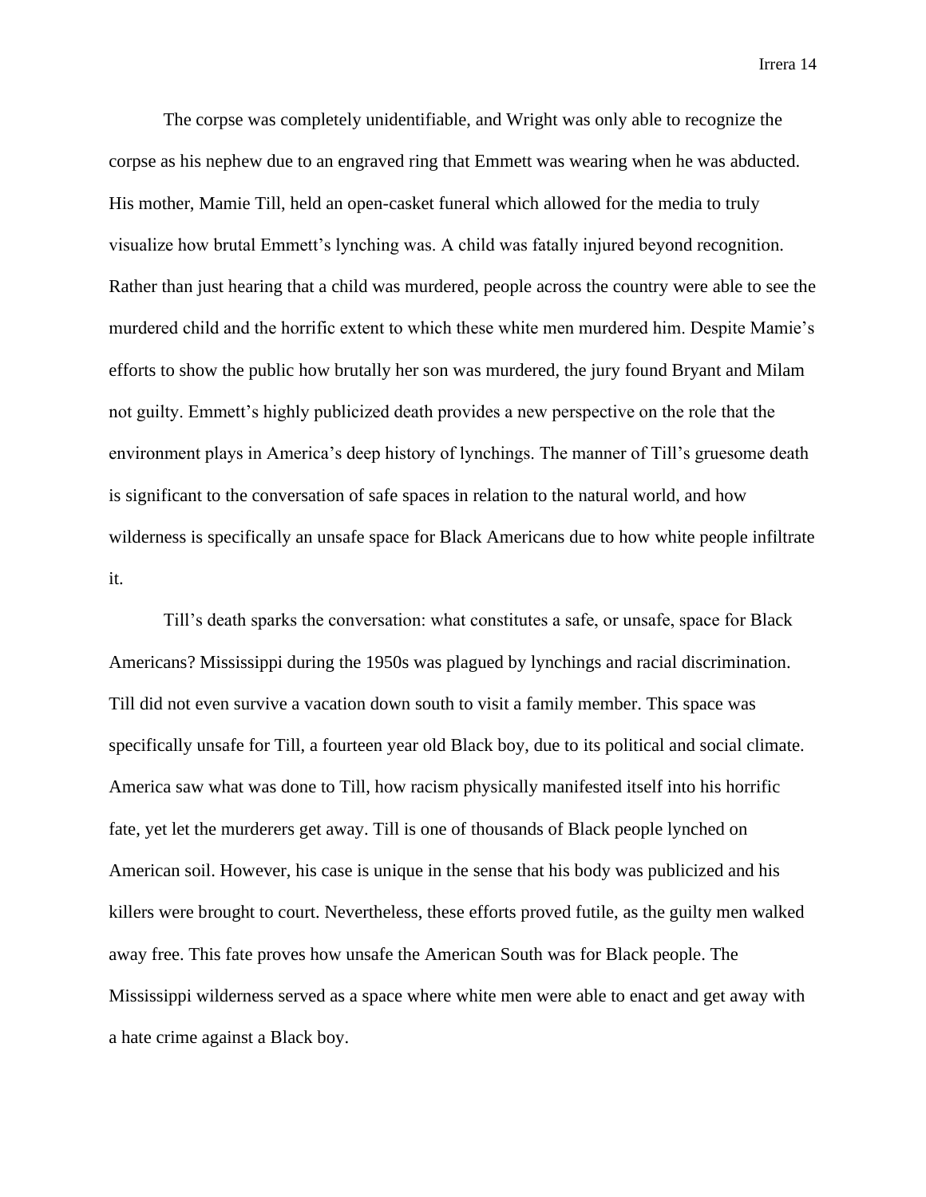The corpse was completely unidentifiable, and Wright was only able to recognize the corpse as his nephew due to an engraved ring that Emmett was wearing when he was abducted. His mother, Mamie Till, held an open-casket funeral which allowed for the media to truly visualize how brutal Emmett's lynching was. A child was fatally injured beyond recognition. Rather than just hearing that a child was murdered, people across the country were able to see the murdered child and the horrific extent to which these white men murdered him. Despite Mamie's efforts to show the public how brutally her son was murdered, the jury found Bryant and Milam not guilty. Emmett's highly publicized death provides a new perspective on the role that the environment plays in America's deep history of lynchings. The manner of Till's gruesome death is significant to the conversation of safe spaces in relation to the natural world, and how wilderness is specifically an unsafe space for Black Americans due to how white people infiltrate it.

Till's death sparks the conversation: what constitutes a safe, or unsafe, space for Black Americans? Mississippi during the 1950s was plagued by lynchings and racial discrimination. Till did not even survive a vacation down south to visit a family member. This space was specifically unsafe for Till, a fourteen year old Black boy, due to its political and social climate. America saw what was done to Till, how racism physically manifested itself into his horrific fate, yet let the murderers get away. Till is one of thousands of Black people lynched on American soil. However, his case is unique in the sense that his body was publicized and his killers were brought to court. Nevertheless, these efforts proved futile, as the guilty men walked away free. This fate proves how unsafe the American South was for Black people. The Mississippi wilderness served as a space where white men were able to enact and get away with a hate crime against a Black boy.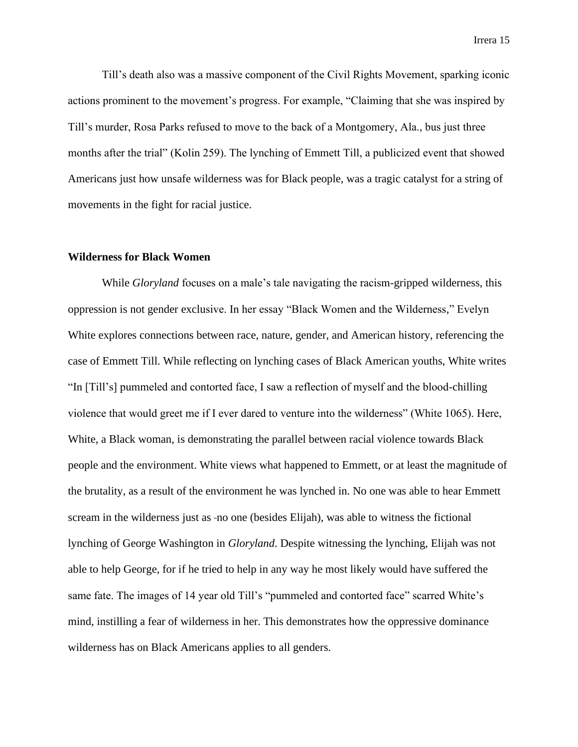Till's death also was a massive component of the Civil Rights Movement, sparking iconic actions prominent to the movement's progress. For example, "Claiming that she was inspired by Till's murder, Rosa Parks refused to move to the back of a Montgomery, Ala., bus just three months after the trial" (Kolin 259). The lynching of Emmett Till, a publicized event that showed Americans just how unsafe wilderness was for Black people, was a tragic catalyst for a string of movements in the fight for racial justice.

**Wilderness for Black Women**

While *Gloryland* focuses on a male's tale navigating the racism-gripped wilderness, this oppression is not gender exclusive. In her essay "Black Women and the Wilderness," Evelyn White explores connections between race, nature, gender, and American history, referencing the case of Emmett Till. While reflecting on lynching cases of Black American youths, White writes "In [Till's] pummeled and contorted face, I saw a reflection of myself and the blood-chilling violence that would greet me if I ever dared to venture into the wilderness" (White 1065). Here, White, a Black woman, is demonstrating the parallel between racial violence towards Black people and the environment. White views what happened to Emmett, or at least the magnitude of the brutality, as a result of the environment he was lynched in. No one was able to hear Emmett scream in the wilderness just as no one (besides Elijah), was able to witness the fictional lynching of George Washington in *Gloryland*. Despite witnessing the lynching, Elijah was not able to help George, for if he tried to help in any way he most likely would have suffered the same fate. The images of 14 year old Till's "pummeled and contorted face" scarred White's mind, instilling a fear of wilderness in her. This demonstrates how the oppressive dominance wilderness has on Black Americans applies to all genders.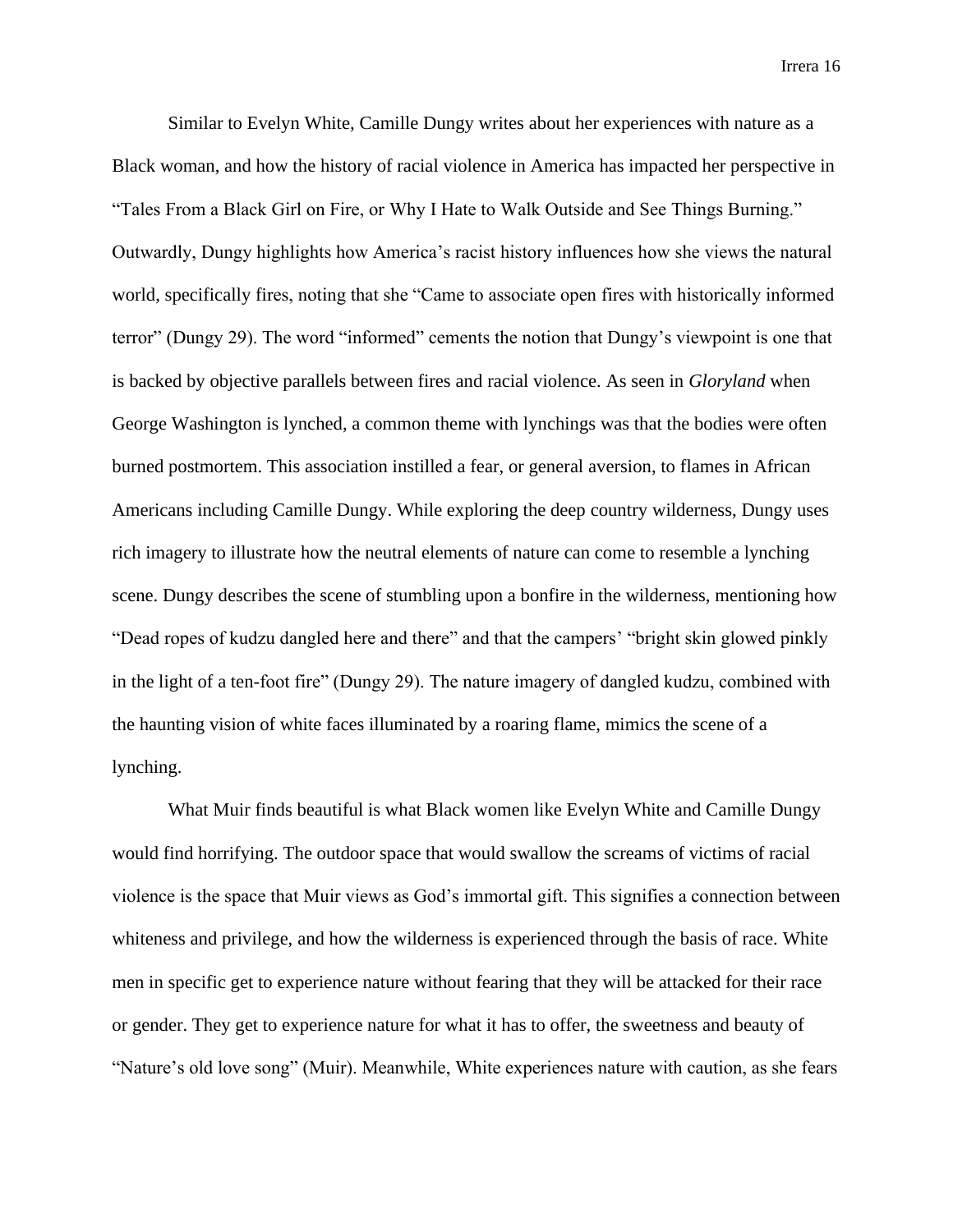Similar to Evelyn White, Camille Dungy writes about her experiences with nature as a Black woman, and how the history of racial violence in America has impacted her perspective in "Tales From a Black Girl on Fire, or Why I Hate to Walk Outside and See Things Burning." Outwardly, Dungy highlights how America's racist history influences how she views the natural world, specifically fires, noting that she "Came to associate open fires with historically informed terror" (Dungy 29). The word "informed" cements the notion that Dungy's viewpoint is one that is backed by objective parallels between fires and racial violence. As seen in *Gloryland* when George Washington is lynched, a common theme with lynchings was that the bodies were often burned postmortem. This association instilled a fear, or general aversion, to flames in African Americans including Camille Dungy. While exploring the deep country wilderness, Dungy uses rich imagery to illustrate how the neutral elements of nature can come to resemble a lynching scene. Dungy describes the scene of stumbling upon a bonfire in the wilderness, mentioning how "Dead ropes of kudzu dangled here and there" and that the campers' "bright skin glowed pinkly in the light of a ten-foot fire" (Dungy 29). The nature imagery of dangled kudzu, combined with the haunting vision of white faces illuminated by a roaring flame, mimics the scene of a lynching.

What Muir finds beautiful is what Black women like Evelyn White and Camille Dungy would find horrifying. The outdoor space that would swallow the screams of victims of racial violence is the space that Muir views as God's immortal gift. This signifies a connection between whiteness and privilege, and how the wilderness is experienced through the basis of race. White men in specific get to experience nature without fearing that they will be attacked for their race or gender. They get to experience nature for what it has to offer, the sweetness and beauty of "Nature's old love song" (Muir). Meanwhile, White experiences nature with caution, as she fears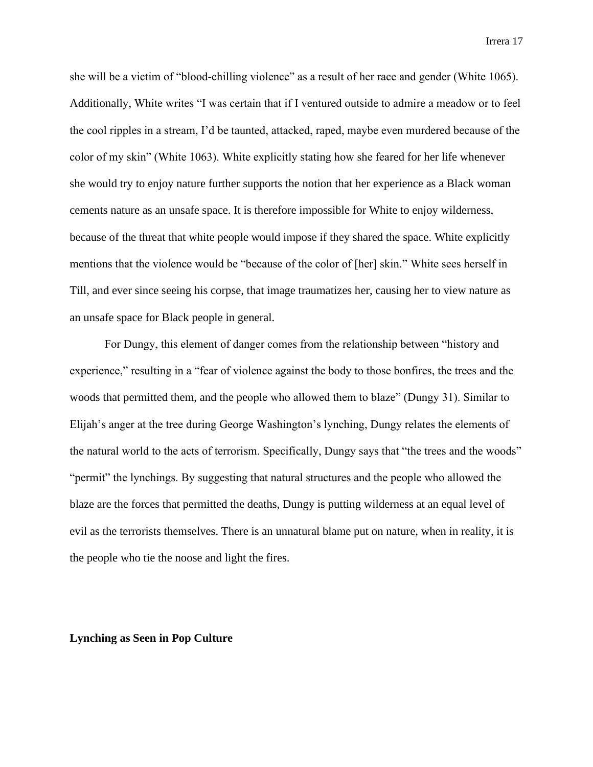she will be a victim of "blood-chilling violence" as a result of her race and gender (White 1065). Additionally, White writes "I was certain that if I ventured outside to admire a meadow or to feel the cool ripples in a stream, I'd be taunted, attacked, raped, maybe even murdered because of the color of my skin" (White 1063). White explicitly stating how she feared for her life whenever she would try to enjoy nature further supports the notion that her experience as a Black woman cements nature as an unsafe space. It is therefore impossible for White to enjoy wilderness, because of the threat that white people would impose if they shared the space. White explicitly mentions that the violence would be "because of the color of [her] skin." White sees herself in Till, and ever since seeing his corpse, that image traumatizes her, causing her to view nature as an unsafe space for Black people in general.

For Dungy, this element of danger comes from the relationship between "history and experience," resulting in a "fear of violence against the body to those bonfires, the trees and the woods that permitted them, and the people who allowed them to blaze" (Dungy 31). Similar to Elijah's anger at the tree during George Washington's lynching, Dungy relates the elements of the natural world to the acts of terrorism. Specifically, Dungy says that "the trees and the woods" "permit" the lynchings. By suggesting that natural structures and the people who allowed the blaze are the forces that permitted the deaths, Dungy is putting wilderness at an equal level of evil as the terrorists themselves. There is an unnatural blame put on nature, when in reality, it is the people who tie the noose and light the fires.

**Lynching as Seen in Pop Culture**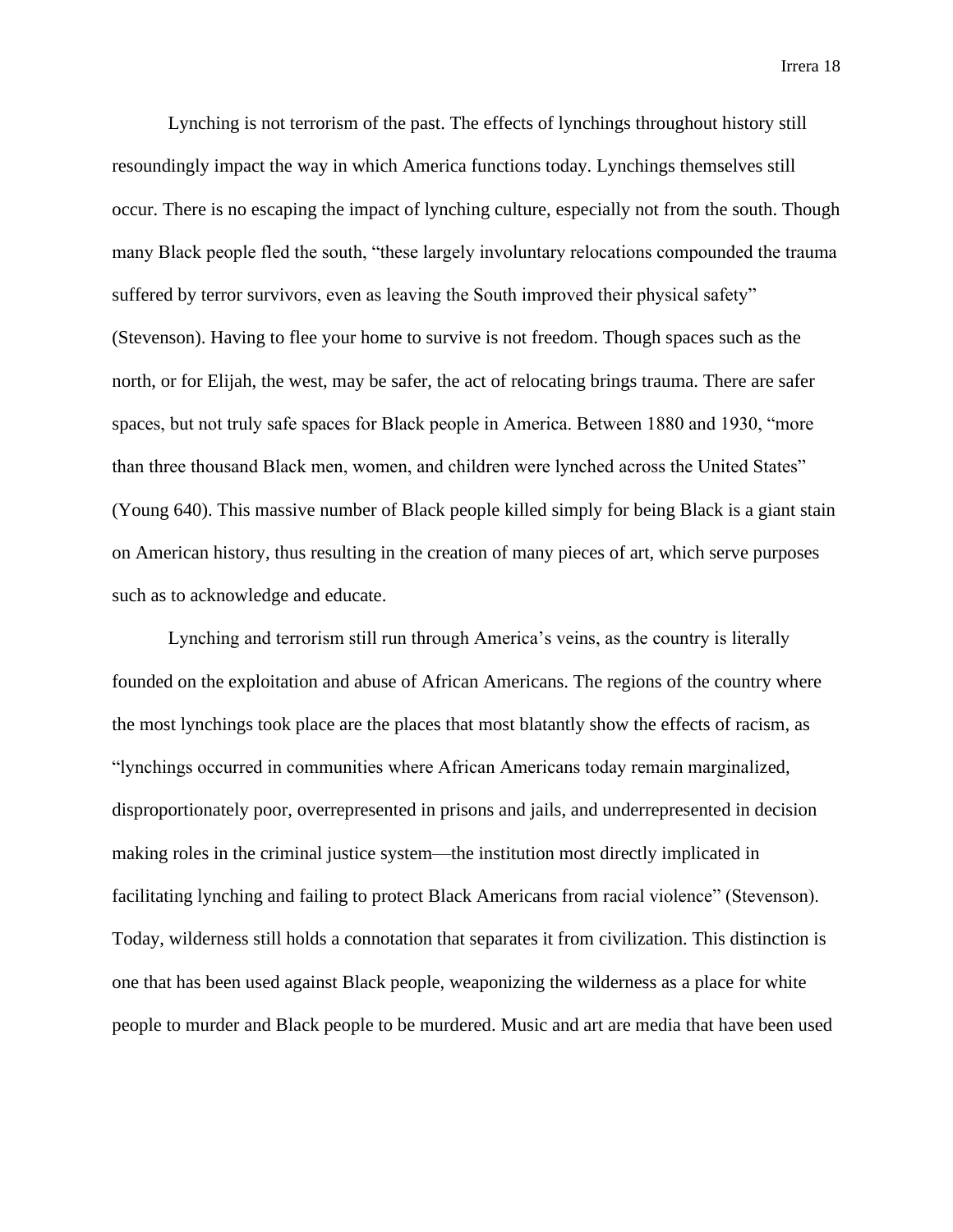Lynching is not terrorism of the past. The effects of lynchings throughout history still resoundingly impact the way in which America functions today. Lynchings themselves still occur. There is no escaping the impact of lynching culture, especially not from the south. Though many Black people fled the south, "these largely involuntary relocations compounded the trauma suffered by terror survivors, even as leaving the South improved their physical safety" (Stevenson). Having to flee your home to survive is not freedom. Though spaces such as the north, or for Elijah, the west, may be safer, the act of relocating brings trauma. There are safer spaces, but not truly safe spaces for Black people in America. Between 1880 and 1930, "more than three thousand Black men, women, and children were lynched across the United States" (Young 640). This massive number of Black people killed simply for being Black is a giant stain on American history, thus resulting in the creation of many pieces of art, which serve purposes such as to acknowledge and educate.

Lynching and terrorism still run through America's veins, as the country is literally founded on the exploitation and abuse of African Americans. The regions of the country where the most lynchings took place are the places that most blatantly show the effects of racism, as "lynchings occurred in communities where African Americans today remain marginalized, disproportionately poor, overrepresented in prisons and jails, and underrepresented in decision making roles in the criminal justice system—the institution most directly implicated in facilitating lynching and failing to protect Black Americans from racial violence" (Stevenson). Today, wilderness still holds a connotation that separates it from civilization. This distinction is one that has been used against Black people, weaponizing the wilderness as a place for white people to murder and Black people to be murdered. Music and art are media that have been used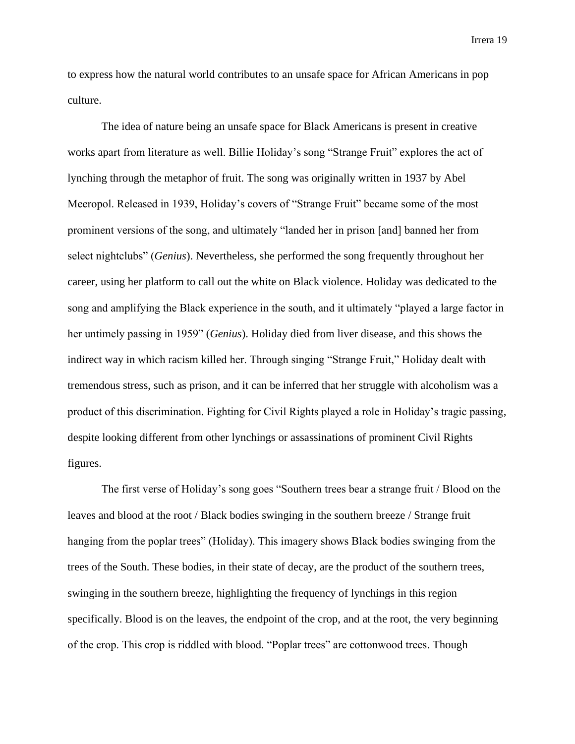to express how the natural world contributes to an unsafe space for African Americans in pop culture.

The idea of nature being an unsafe space for Black Americans is present in creative works apart from literature as well. Billie Holiday's song "Strange Fruit" explores the act of lynching through the metaphor of fruit. The song was originally written in 1937 by Abel Meeropol. Released in 1939, Holiday's covers of "Strange Fruit" became some of the most prominent versions of the song, and ultimately "landed her in prison [and] banned her from select nightclubs" (*Genius*). Nevertheless, she performed the song frequently throughout her career, using her platform to call out the white on Black violence. Holiday was dedicated to the song and amplifying the Black experience in the south, and it ultimately "played a large factor in her untimely passing in 1959" (*Genius*). Holiday died from liver disease, and this shows the indirect way in which racism killed her. Through singing "Strange Fruit," Holiday dealt with tremendous stress, such as prison, and it can be inferred that her struggle with alcoholism was a product of this discrimination. Fighting for Civil Rights played a role in Holiday's tragic passing, despite looking different from other lynchings or assassinations of prominent Civil Rights figures.

The first verse of Holiday's song goes "Southern trees bear a strange fruit / Blood on the leaves and blood at the root / Black bodies swinging in the southern breeze / Strange fruit hanging from the poplar trees" (Holiday). This imagery shows Black bodies swinging from the trees of the South. These bodies, in their state of decay, are the product of the southern trees, swinging in the southern breeze, highlighting the frequency of lynchings in this region specifically. Blood is on the leaves, the endpoint of the crop, and at the root, the very beginning of the crop. This crop is riddled with blood. "Poplar trees" are cottonwood trees. Though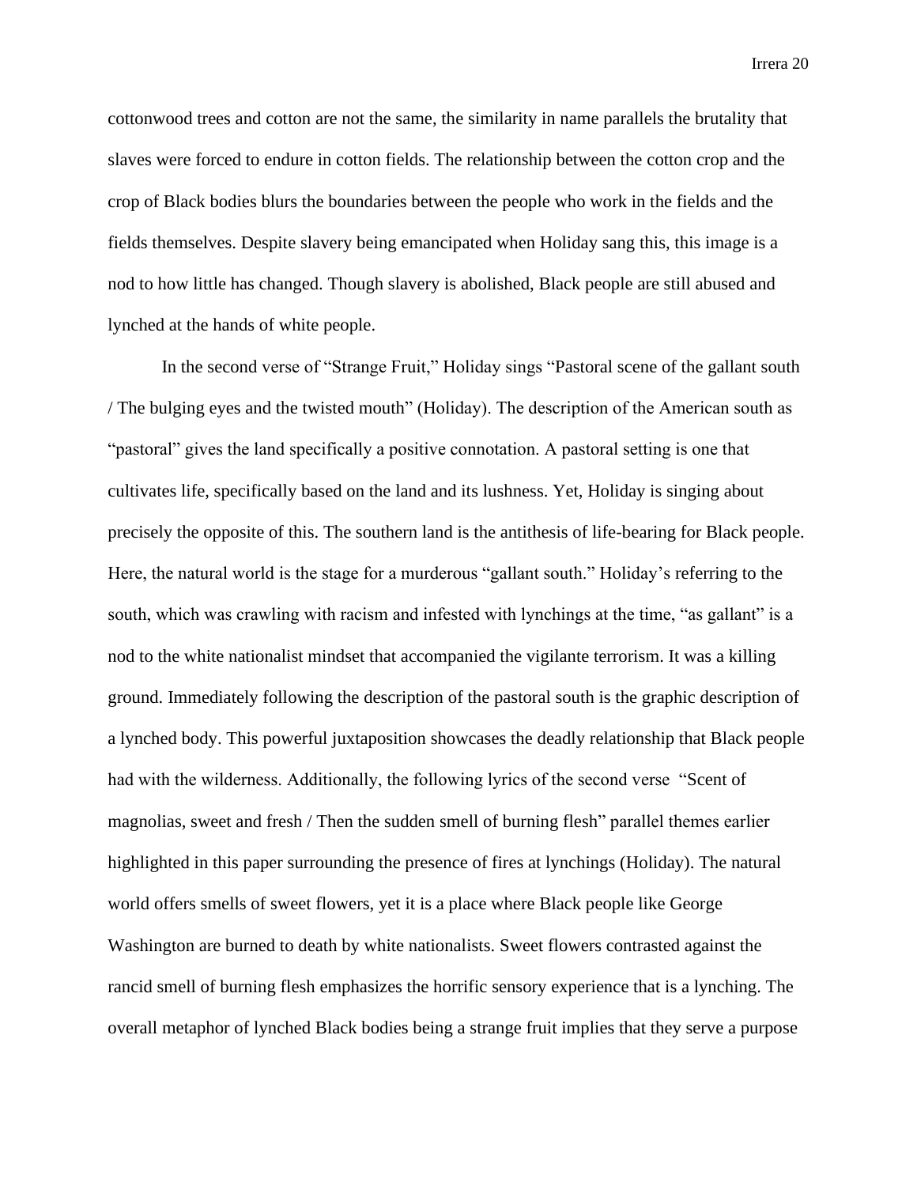cottonwood trees and cotton are not the same, the similarity in name parallels the brutality that slaves were forced to endure in cotton fields. The relationship between the cotton crop and the crop of Black bodies blurs the boundaries between the people who work in the fields and the fields themselves. Despite slavery being emancipated when Holiday sang this, this image is a nod to how little has changed. Though slavery is abolished, Black people are still abused and lynched at the hands of white people.

In the second verse of "Strange Fruit," Holiday sings "Pastoral scene of the gallant south / The bulging eyes and the twisted mouth" (Holiday). The description of the American south as "pastoral" gives the land specifically a positive connotation. A pastoral setting is one that cultivates life, specifically based on the land and its lushness. Yet, Holiday is singing about precisely the opposite of this. The southern land is the antithesis of life-bearing for Black people. Here, the natural world is the stage for a murderous "gallant south." Holiday's referring to the south, which was crawling with racism and infested with lynchings at the time, "as gallant" is a nod to the white nationalist mindset that accompanied the vigilante terrorism. It was a killing ground. Immediately following the description of the pastoral south is the graphic description of a lynched body. This powerful juxtaposition showcases the deadly relationship that Black people had with the wilderness. Additionally, the following lyrics of the second verse "Scent of magnolias, sweet and fresh / Then the sudden smell of burning flesh" parallel themes earlier highlighted in this paper surrounding the presence of fires at lynchings (Holiday). The natural world offers smells of sweet flowers, yet it is a place where Black people like George Washington are burned to death by white nationalists. Sweet flowers contrasted against the rancid smell of burning flesh emphasizes the horrific sensory experience that is a lynching. The overall metaphor of lynched Black bodies being a strange fruit implies that they serve a purpose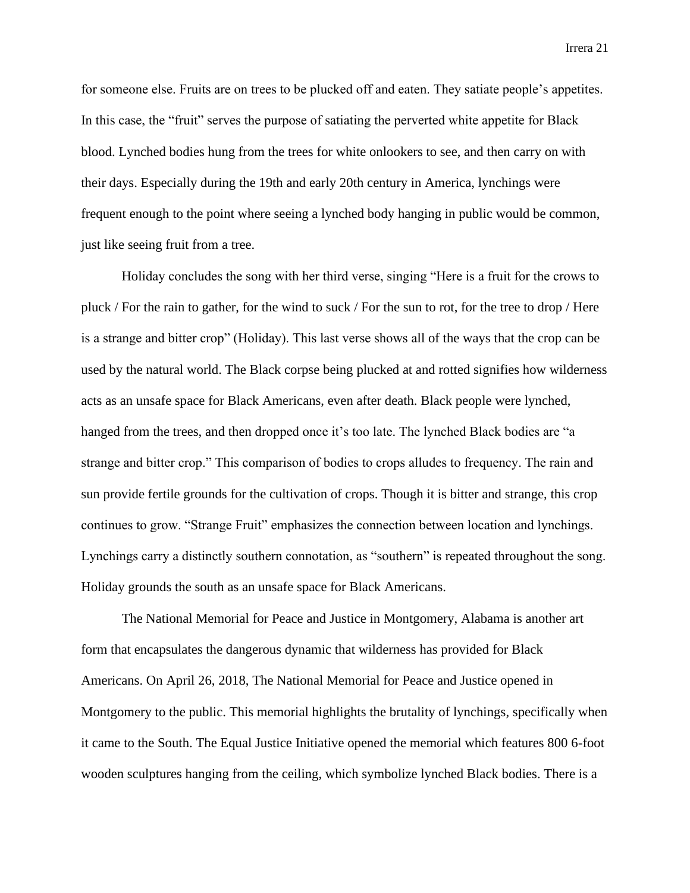for someone else. Fruits are on trees to be plucked off and eaten. They satiate people's appetites. In this case, the "fruit" serves the purpose of satiating the perverted white appetite for Black blood. Lynched bodies hung from the trees for white onlookers to see, and then carry on with their days. Especially during the 19th and early 20th century in America, lynchings were frequent enough to the point where seeing a lynched body hanging in public would be common, just like seeing fruit from a tree.

Holiday concludes the song with her third verse, singing "Here is a fruit for the crows to pluck / For the rain to gather, for the wind to suck / For the sun to rot, for the tree to drop / Here is a strange and bitter crop" (Holiday). This last verse shows all of the ways that the crop can be used by the natural world. The Black corpse being plucked at and rotted signifies how wilderness acts as an unsafe space for Black Americans, even after death. Black people were lynched, hanged from the trees, and then dropped once it's too late. The lynched Black bodies are "a strange and bitter crop." This comparison of bodies to crops alludes to frequency. The rain and sun provide fertile grounds for the cultivation of crops. Though it is bitter and strange, this crop continues to grow. "Strange Fruit" emphasizes the connection between location and lynchings. Lynchings carry a distinctly southern connotation, as "southern" is repeated throughout the song. Holiday grounds the south as an unsafe space for Black Americans.

The National Memorial for Peace and Justice in Montgomery, Alabama is another art form that encapsulates the dangerous dynamic that wilderness has provided for Black Americans. On April 26, 2018, The National Memorial for Peace and Justice opened in Montgomery to the public. This memorial highlights the brutality of lynchings, specifically when it came to the South. The Equal Justice Initiative opened the memorial which features 800 6-foot wooden sculptures hanging from the ceiling, which symbolize lynched Black bodies. There is a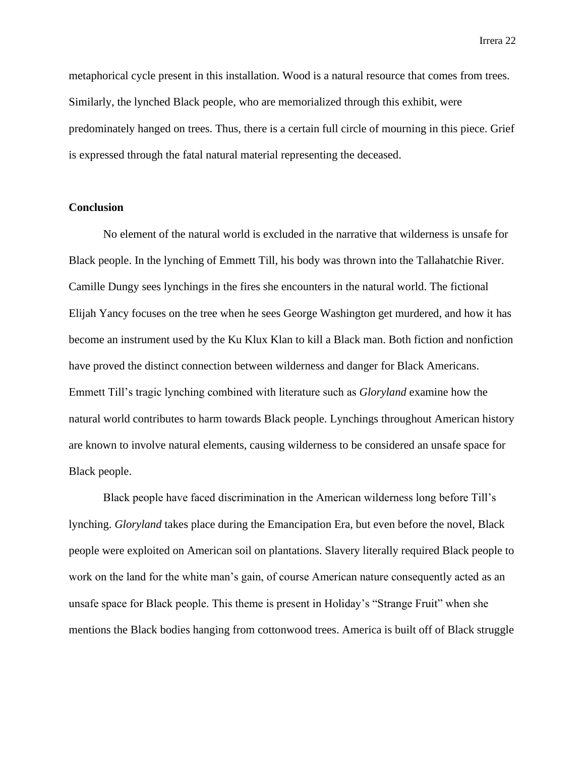metaphorical cycle present in this installation. Wood is a natural resource that comes from trees. Similarly, the lynched Black people, who are memorialized through this exhibit, were predominately hanged on trees. Thus, there is a certain full circle of mourning in this piece. Grief is expressed through the fatal natural material representing the deceased.

**Conclusion**

No element of the natural world is excluded in the narrative that wilderness is unsafe for Black people. In the lynching of Emmett Till, his body was thrown into the Tallahatchie River. Camille Dungy sees lynchings in the fires she encounters in the natural world. The fictional Elijah Yancy focuses on the tree when he sees George Washington get murdered, and how it has become an instrument used by the Ku Klux Klan to kill a Black man. Both fiction and nonfiction have proved the distinct connection between wilderness and danger for Black Americans. Emmett Till's tragic lynching combined with literature such as *Gloryland* examine how the natural world contributes to harm towards Black people. Lynchings throughout American history are known to involve natural elements, causing wilderness to be considered an unsafe space for Black people.

Black people have faced discrimination in the American wilderness long before Till's lynching. *Gloryland* takes place during the Emancipation Era, but even before the novel, Black people were exploited on American soil on plantations. Slavery literally required Black people to work on the land for the white man's gain, of course American nature consequently acted as an unsafe space for Black people. This theme is present in Holiday's "Strange Fruit" when she mentions the Black bodies hanging from cottonwood trees. America is built off of Black struggle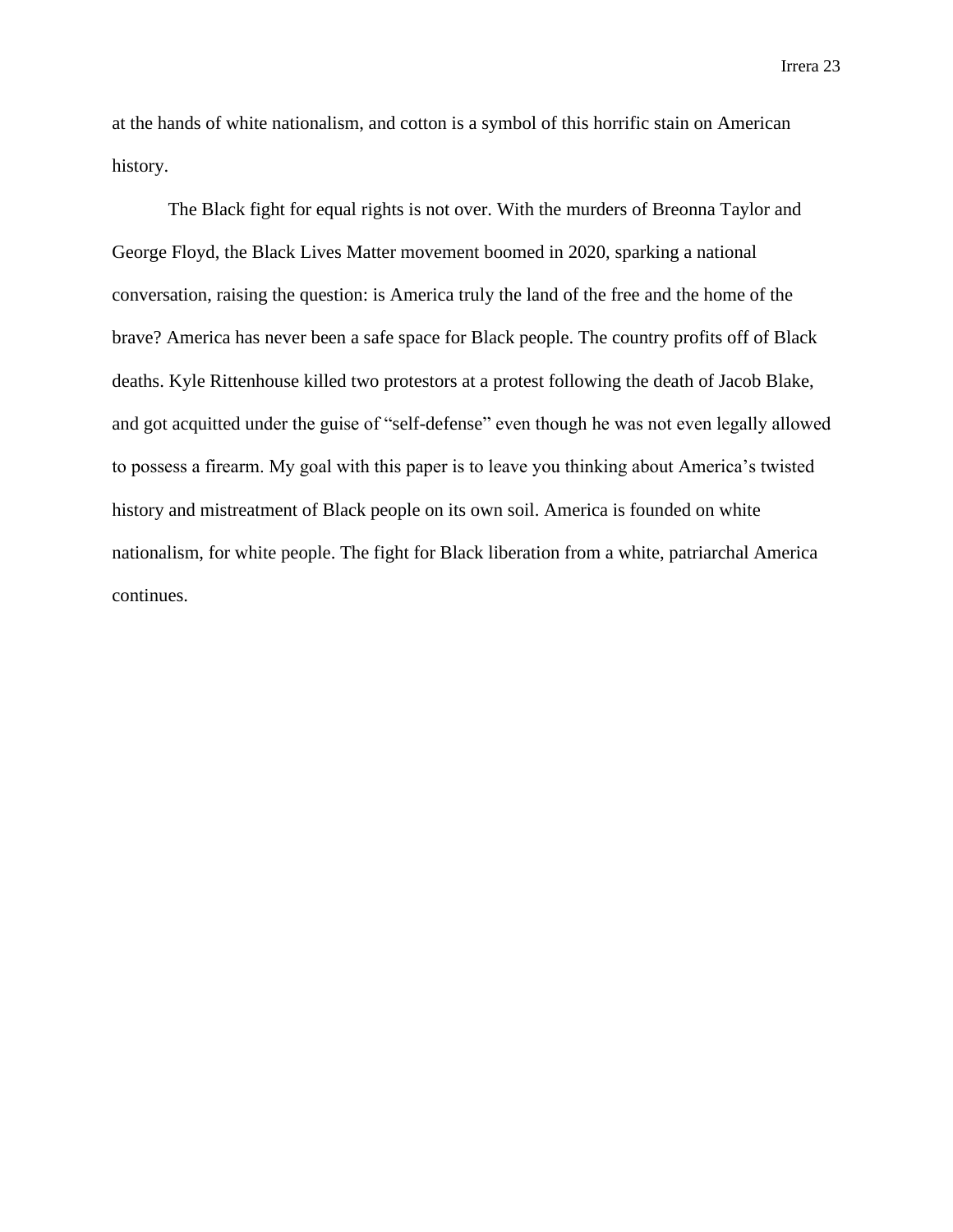at the hands of white nationalism, and cotton is a symbol of this horrific stain on American history.

The Black fight for equal rights is not over. With the murders of Breonna Taylor and George Floyd, the Black Lives Matter movement boomed in 2020, sparking a national conversation, raising the question: is America truly the land of the free and the home of the brave? America has never been a safe space for Black people. The country profits off of Black deaths. Kyle Rittenhouse killed two protestors at a protest following the death of Jacob Blake, and got acquitted under the guise of "self-defense" even though he was not even legally allowed to possess a firearm. My goal with this paper is to leave you thinking about America's twisted history and mistreatment of Black people on its own soil. America is founded on white nationalism, for white people. The fight for Black liberation from a white, patriarchal America continues.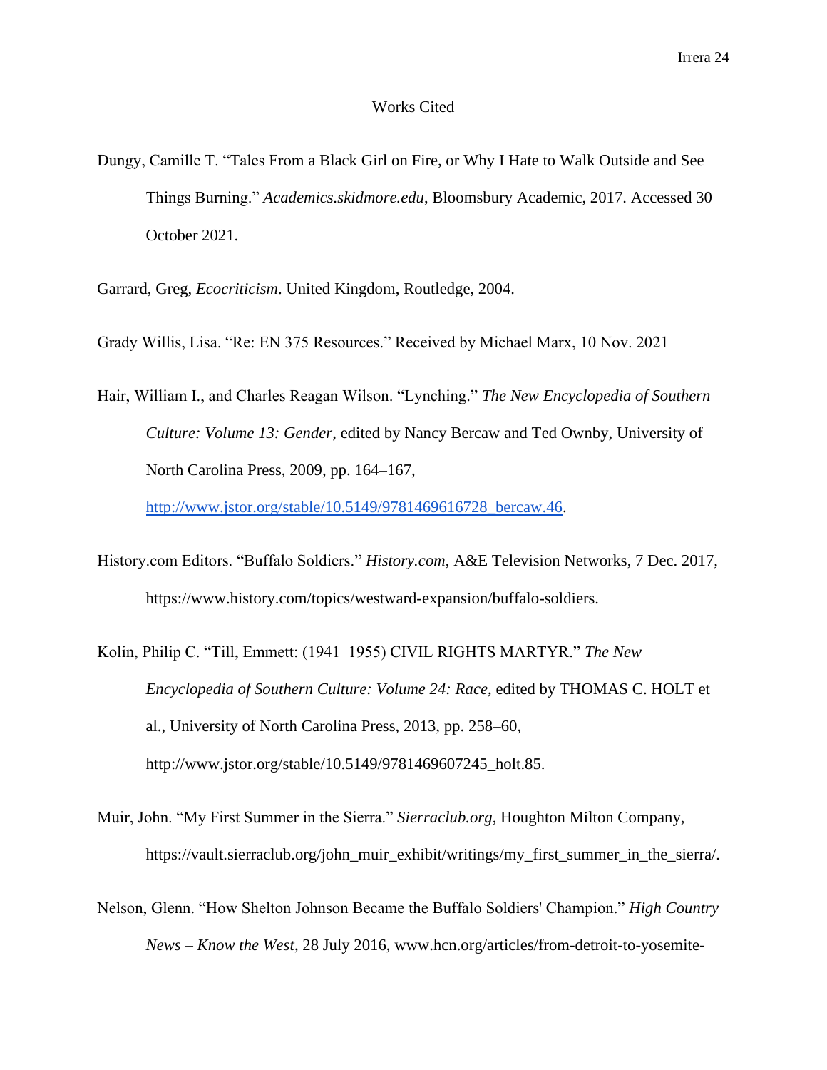Works Cited

Dungy, Camille T. "Tales From a Black Girl on Fire, or Why I Hate to Walk Outside and See Things Burning." *Academics.skidmore.edu*, Bloomsbury Academic, 2017. Accessed 30 October 2021.

Garrard, Greg~~,~~ *Ecocriticism*. United Kingdom, Routledge, 2004.

Grady Willis, Lisa. "Re: EN 375 Resources." Received by Michael Marx, 10 Nov. 2021

Hair, William I., and Charles Reagan Wilson. "Lynching." *The New Encyclopedia of Southern Culture: Volume 13: Gender*, edited by Nancy Bercaw and Ted Ownby, University of North Carolina Press, 2009, pp. 164–167, http://www.jstor.org/stable/10.5149/9781469616728_bercaw.46.

History.com Editors. "Buffalo Soldiers." *History.com*, A&E Television Networks, 7 Dec. 2017, https://www.history.com/topics/westward-expansion/buffalo-soldiers.

Kolin, Philip C. "Till, Emmett: (1941–1955) CIVIL RIGHTS MARTYR." *The New Encyclopedia of Southern Culture: Volume 24: Race*, edited by THOMAS C. HOLT et al., University of North Carolina Press, 2013, pp. 258–60, http://www.jstor.org/stable/10.5149/9781469607245_holt.85.

Muir, John. "My First Summer in the Sierra." *Sierraclub.org*, Houghton Milton Company, https://vault.sierraclub.org/john_muir_exhibit/writings/my_first_summer_in_the_sierra/.

Nelson, Glenn. "How Shelton Johnson Became the Buffalo Soldiers' Champion." *High Country News – Know the West*, 28 July 2016, www.hcn.org/articles/from-detroit-to-yosemite-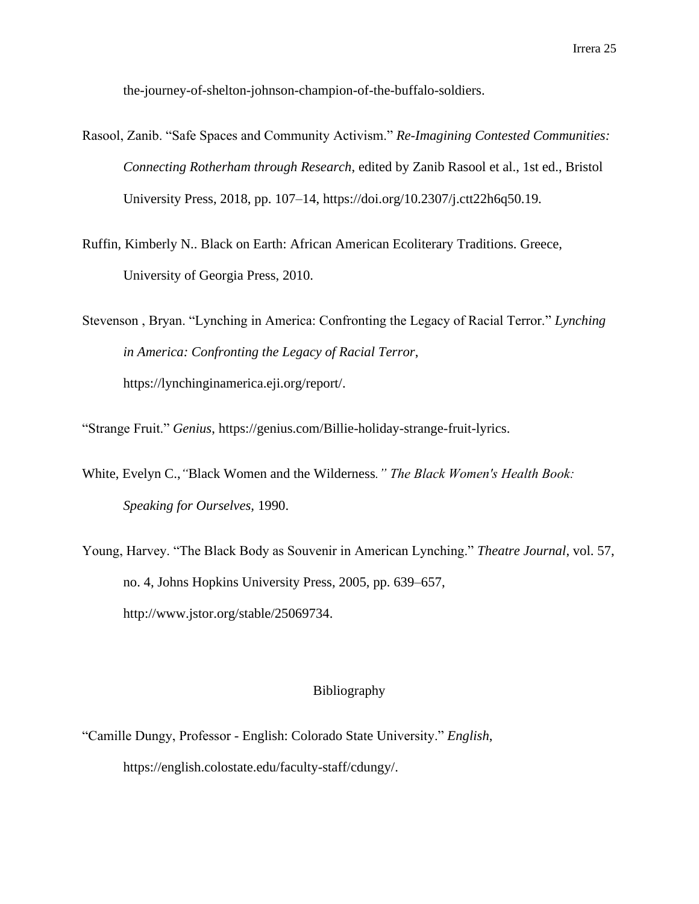the-journey-of-shelton-johnson-champion-of-the-buffalo-soldiers.

Rasool, Zanib. "Safe Spaces and Community Activism." *Re-Imagining Contested Communities: Connecting Rotherham through Research*, edited by Zanib Rasool et al., 1st ed., Bristol University Press, 2018, pp. 107–14, https://doi.org/10.2307/j.ctt22h6q50.19.

Ruffin, Kimberly N.. Black on Earth: African American Ecoliterary Traditions. Greece, University of Georgia Press, 2010.

Stevenson , Bryan. "Lynching in America: Confronting the Legacy of Racial Terror." *Lynching in America: Confronting the Legacy of Racial Terror*, https://lynchinginamerica.eji.org/report/.

"Strange Fruit." *Genius*, https://genius.com/Billie-holiday-strange-fruit-lyrics.

White, Evelyn C.,*"*Black Women and the Wilderness*." The Black Women's Health Book: Speaking for Ourselves*, 1990.

Young, Harvey. "The Black Body as Souvenir in American Lynching." *Theatre Journal*, vol. 57, no. 4, Johns Hopkins University Press, 2005, pp. 639–657, http://www.jstor.org/stable/25069734.

## Bibliography

"Camille Dungy, Professor - English: Colorado State University." *English*, https://english.colostate.edu/faculty-staff/cdungy/.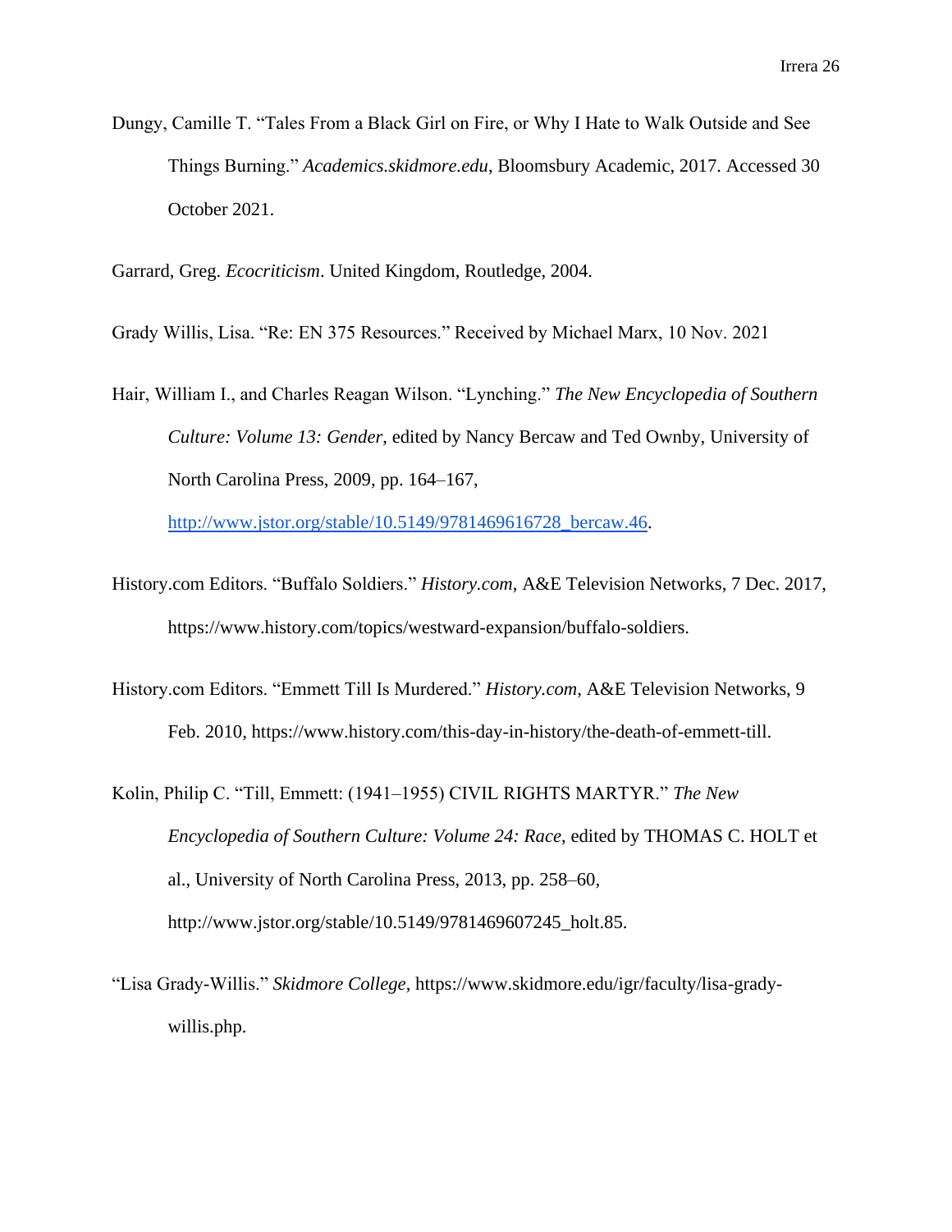Dungy, Camille T. “Tales From a Black Girl on Fire, or Why I Hate to Walk Outside and See Things Burning.” *Academics.skidmore.edu*, Bloomsbury Academic, 2017. Accessed 30 October 2021.

Garrard, Greg. *Ecocriticism*. United Kingdom, Routledge, 2004.

Grady Willis, Lisa. “Re: EN 375 Resources.” Received by Michael Marx, 10 Nov. 2021

Hair, William I., and Charles Reagan Wilson. “Lynching.” *The New Encyclopedia of Southern Culture: Volume 13: Gender*, edited by Nancy Bercaw and Ted Ownby, University of North Carolina Press, 2009, pp. 164–167, http://www.jstor.org/stable/10.5149/9781469616728_bercaw.46.

History.com Editors. “Buffalo Soldiers.” *History.com*, A&E Television Networks, 7 Dec. 2017, https://www.history.com/topics/westward-expansion/buffalo-soldiers.

History.com Editors. “Emmett Till Is Murdered.” *History.com*, A&E Television Networks, 9 Feb. 2010, https://www.history.com/this-day-in-history/the-death-of-emmett-till.

Kolin, Philip C. “Till, Emmett: (1941–1955) CIVIL RIGHTS MARTYR.” *The New Encyclopedia of Southern Culture: Volume 24: Race*, edited by THOMAS C. HOLT et al., University of North Carolina Press, 2013, pp. 258–60, http://www.jstor.org/stable/10.5149/9781469607245_holt.85.

“Lisa Grady-Willis.” *Skidmore College*, https://www.skidmore.edu/igr/faculty/lisa-grady-willis.php.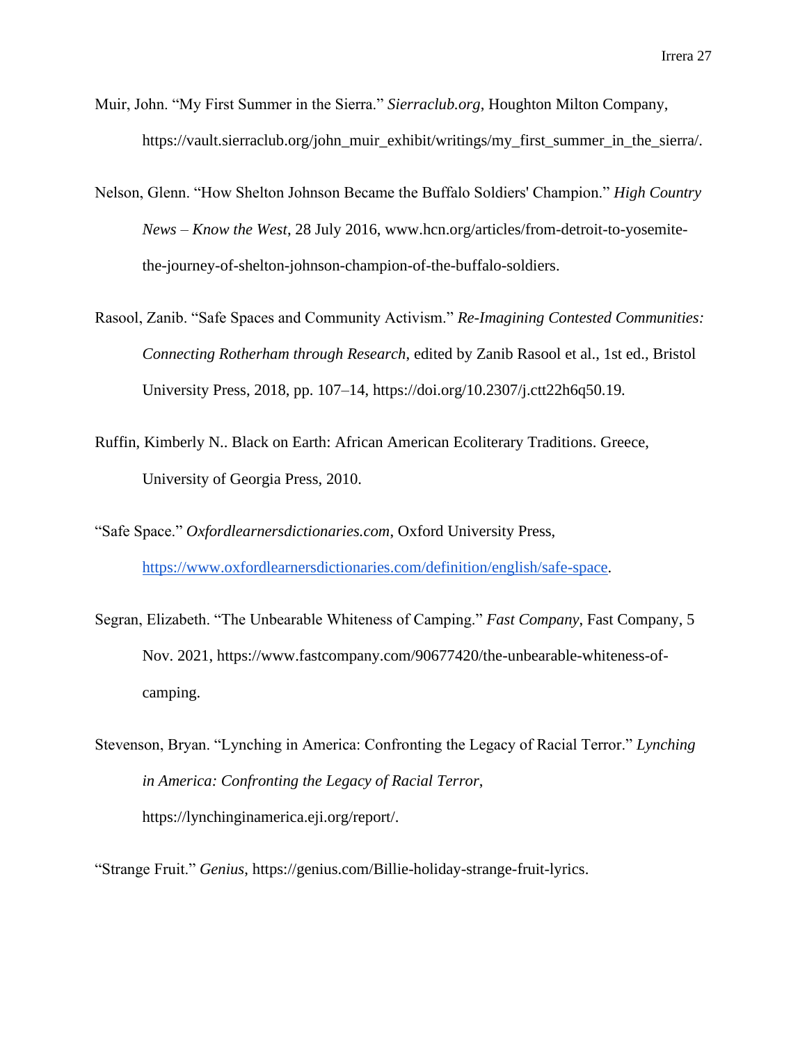Muir, John. “My First Summer in the Sierra.” *Sierraclub.org*, Houghton Milton Company, https://vault.sierraclub.org/john_muir_exhibit/writings/my_first_summer_in_the_sierra/.

Nelson, Glenn. “How Shelton Johnson Became the Buffalo Soldiers' Champion.” *High Country News – Know the West*, 28 July 2016, www.hcn.org/articles/from-detroit-to-yosemite-the-journey-of-shelton-johnson-champion-of-the-buffalo-soldiers.

Rasool, Zanib. “Safe Spaces and Community Activism.” *Re-Imagining Contested Communities: Connecting Rotherham through Research*, edited by Zanib Rasool et al., 1st ed., Bristol University Press, 2018, pp. 107–14, https://doi.org/10.2307/j.ctt22h6q50.19.

Ruffin, Kimberly N.. Black on Earth: African American Ecoliterary Traditions. Greece, University of Georgia Press, 2010.

“Safe Space.” *Oxfordlearnersdictionaries.com*, Oxford University Press, https://www.oxfordlearnersdictionaries.com/definition/english/safe-space.

Segran, Elizabeth. “The Unbearable Whiteness of Camping.” *Fast Company*, Fast Company, 5 Nov. 2021, https://www.fastcompany.com/90677420/the-unbearable-whiteness-of-camping.

Stevenson, Bryan. “Lynching in America: Confronting the Legacy of Racial Terror.” *Lynching in America: Confronting the Legacy of Racial Terror*, https://lynchinginamerica.eji.org/report/.

“Strange Fruit.” *Genius*, https://genius.com/Billie-holiday-strange-fruit-lyrics.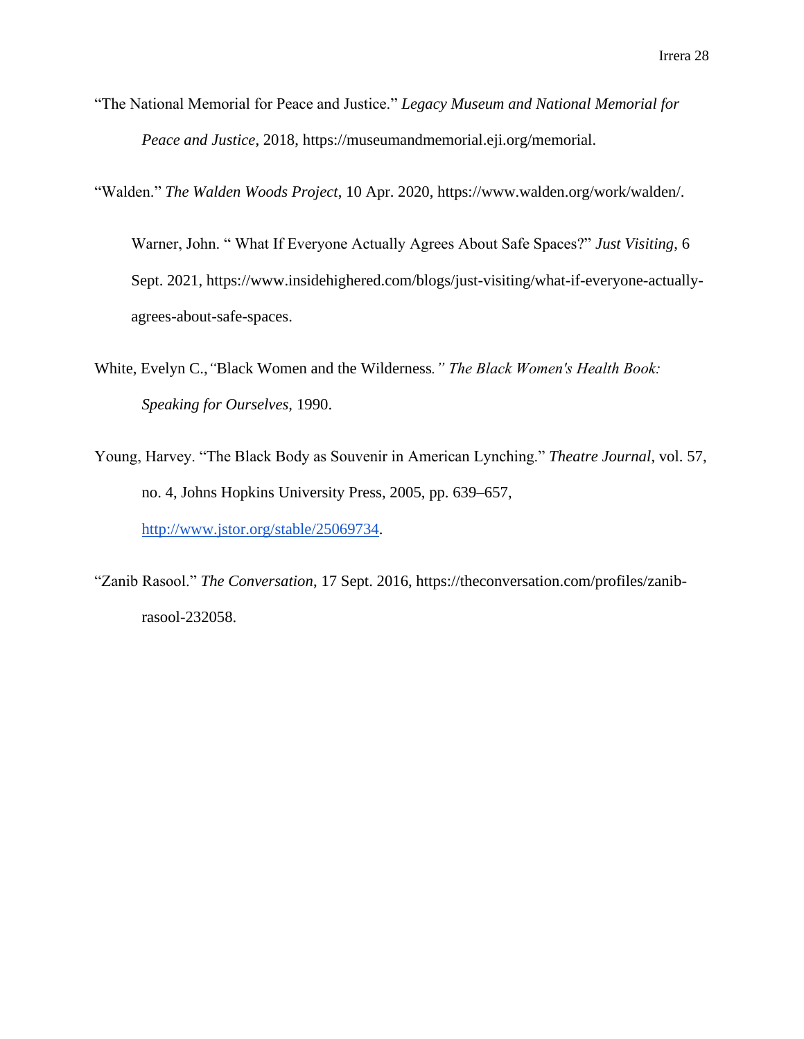“The National Memorial for Peace and Justice.” *Legacy Museum and National Memorial for Peace and Justice*, 2018, https://museumandmemorial.eji.org/memorial.

“Walden.” *The Walden Woods Project,* 10 Apr. 2020, https://www.walden.org/work/walden/.

Warner, John. “ What If Everyone Actually Agrees About Safe Spaces?” *Just Visiting*, 6 Sept. 2021, https://www.insidehighered.com/blogs/just-visiting/what-if-everyone-actually-agrees-about-safe-spaces.

White, Evelyn C., “Black Women and the Wilderness.” *The Black Women's Health Book: Speaking for Ourselves,* 1990.

Young, Harvey. “The Black Body as Souvenir in American Lynching.” *Theatre Journal*, vol. 57, no. 4, Johns Hopkins University Press, 2005, pp. 639–657, http://www.jstor.org/stable/25069734.

“Zanib Rasool.” *The Conversation*, 17 Sept. 2016, https://theconversation.com/profiles/zanib-rasool-232058.